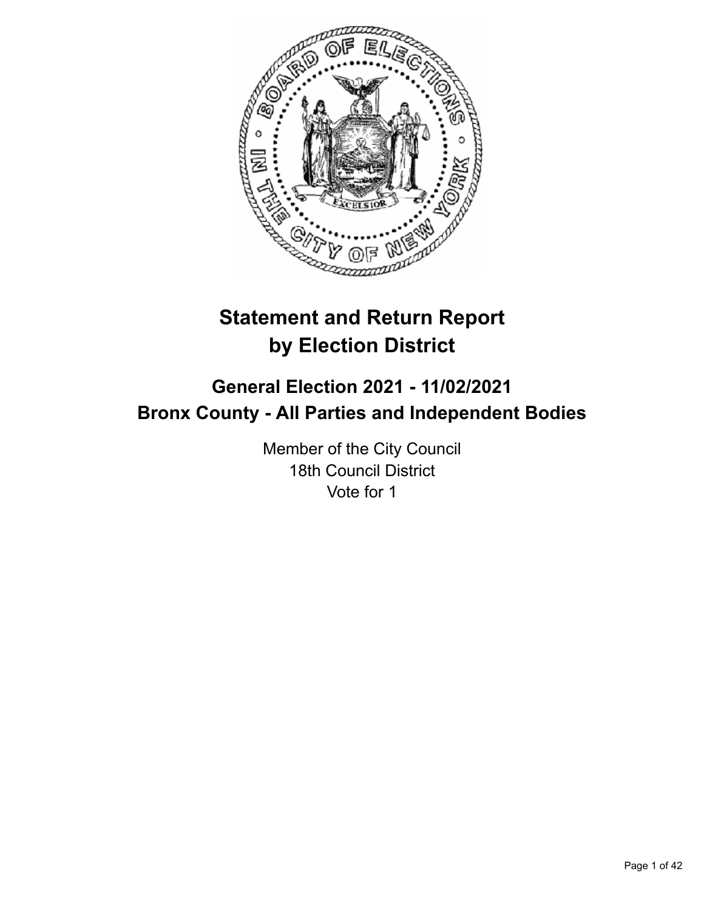# Statement and Return Report by Election District

## General Election 2021 - 11/02/2021
## Bronx County - All Parties and Independent Bodies

Member of the City Council
18th Council District
Vote for 1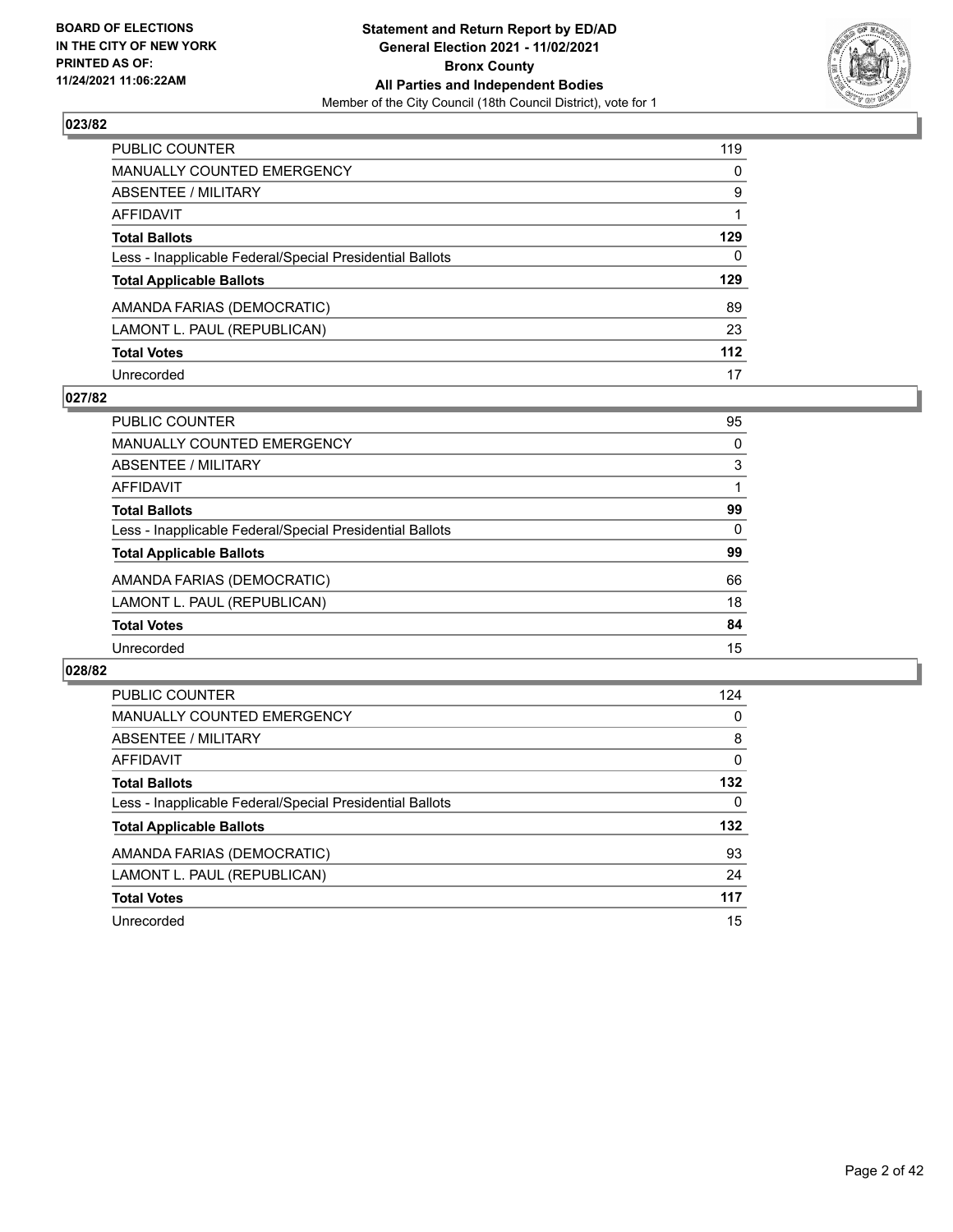BOARD OF ELECTIONS
IN THE CITY OF NEW YORK
PRINTED AS OF:
11/24/2021 11:06:22AM

**Statement and Return Report by ED/AD**
**General Election 2021 - 11/02/2021**
**Bronx County**
**All Parties and Independent Bodies**
Member of the City Council (18th Council District), vote for 1

## 023/82

| | |
|---|---|
| PUBLIC COUNTER | 119 |
| MANUALLY COUNTED EMERGENCY | 0 |
| ABSENTEE / MILITARY | 9 |
| AFFIDAVIT | 1 |
| **Total Ballots** | **129** |
| Less - Inapplicable Federal/Special Presidential Ballots | 0 |
| **Total Applicable Ballots** | **129** |
| AMANDA FARIAS (DEMOCRATIC) | 89 |
| LAMONT L. PAUL (REPUBLICAN) | 23 |
| **Total Votes** | **112** |
| Unrecorded | 17 |

## 027/82

| | |
|---|---|
| PUBLIC COUNTER | 95 |
| MANUALLY COUNTED EMERGENCY | 0 |
| ABSENTEE / MILITARY | 3 |
| AFFIDAVIT | 1 |
| **Total Ballots** | **99** |
| Less - Inapplicable Federal/Special Presidential Ballots | 0 |
| **Total Applicable Ballots** | **99** |
| AMANDA FARIAS (DEMOCRATIC) | 66 |
| LAMONT L. PAUL (REPUBLICAN) | 18 |
| **Total Votes** | **84** |
| Unrecorded | 15 |

## 028/82

| | |
|---|---|
| PUBLIC COUNTER | 124 |
| MANUALLY COUNTED EMERGENCY | 0 |
| ABSENTEE / MILITARY | 8 |
| AFFIDAVIT | 0 |
| **Total Ballots** | **132** |
| Less - Inapplicable Federal/Special Presidential Ballots | 0 |
| **Total Applicable Ballots** | **132** |
| AMANDA FARIAS (DEMOCRATIC) | 93 |
| LAMONT L. PAUL (REPUBLICAN) | 24 |
| **Total Votes** | **117** |
| Unrecorded | 15 |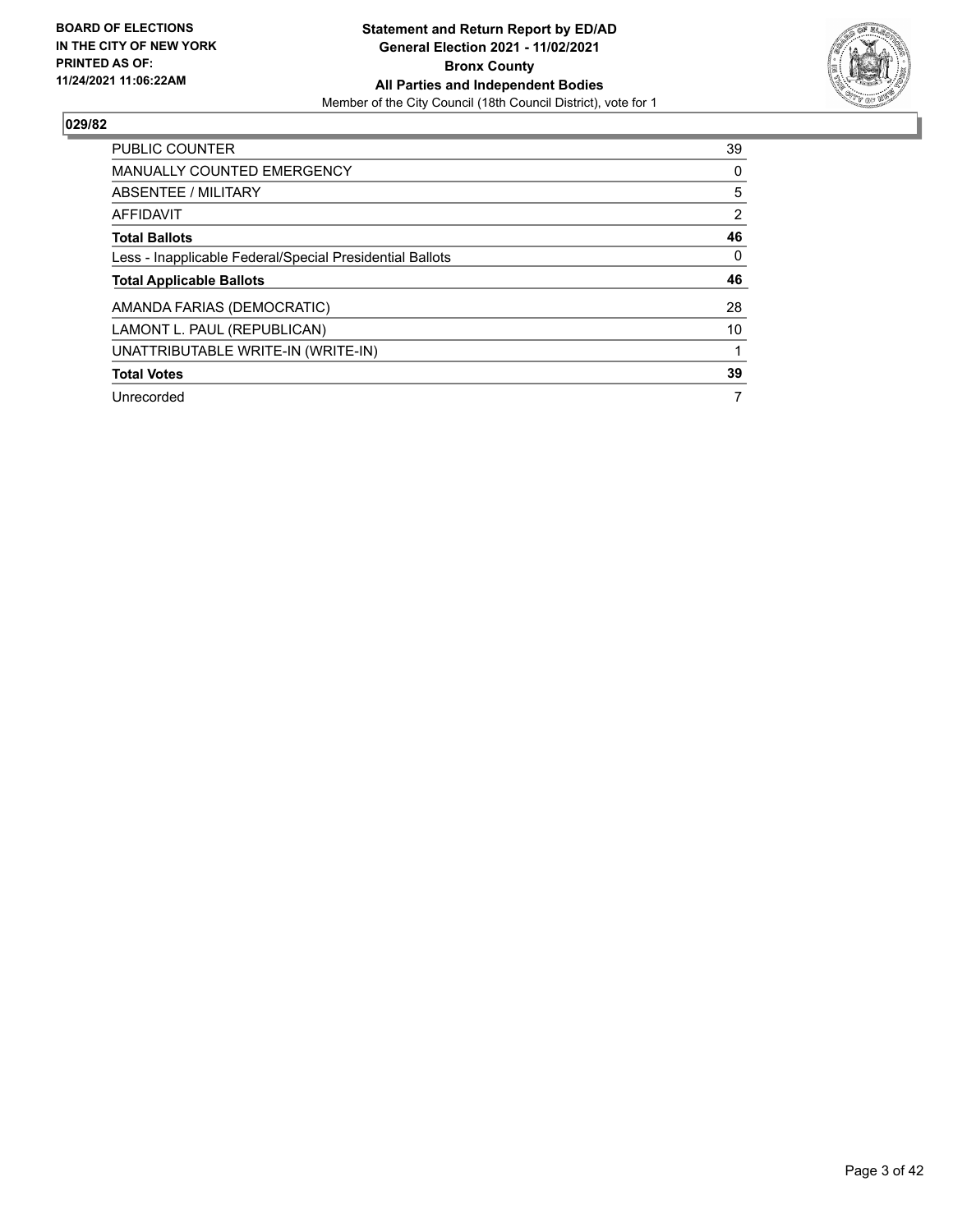**BOARD OF ELECTIONS IN THE CITY OF NEW YORK PRINTED AS OF: 11/24/2021 11:06:22AM**

**Statement and Return Report by ED/AD**
**General Election 2021 - 11/02/2021**
**Bronx County**
**All Parties and Independent Bodies**
Member of the City Council (18th Council District), vote for 1

## 029/82

| | |
|---|---|
| PUBLIC COUNTER | 39 |
| MANUALLY COUNTED EMERGENCY | 0 |
| ABSENTEE / MILITARY | 5 |
| AFFIDAVIT | 2 |
| **Total Ballots** | **46** |
| Less - Inapplicable Federal/Special Presidential Ballots | 0 |
| **Total Applicable Ballots** | **46** |
| AMANDA FARIAS (DEMOCRATIC) | 28 |
| LAMONT L. PAUL (REPUBLICAN) | 10 |
| UNATTRIBUTABLE WRITE-IN (WRITE-IN) | 1 |
| **Total Votes** | **39** |
| Unrecorded | 7 |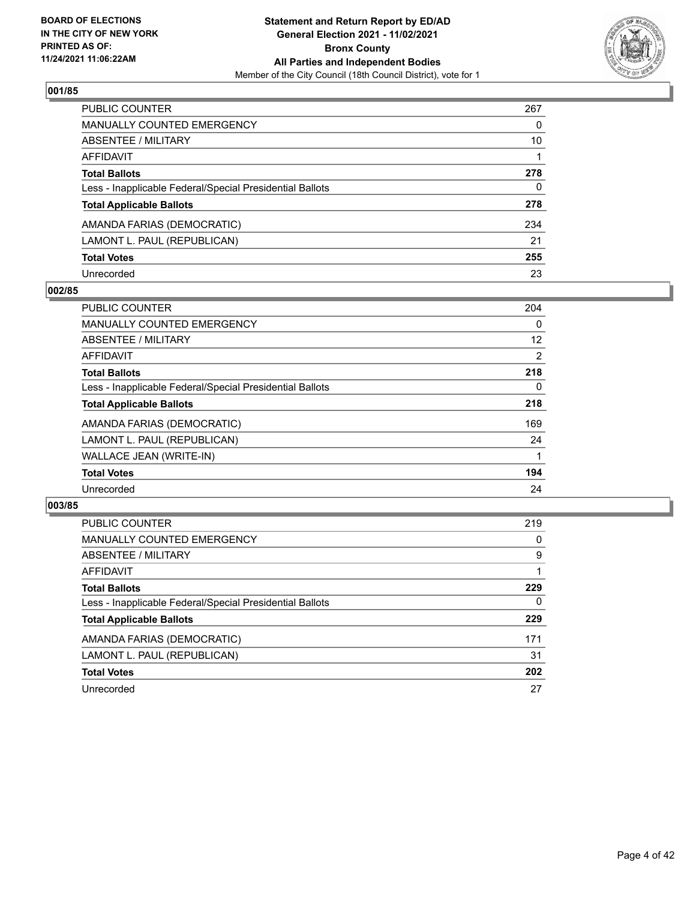BOARD OF ELECTIONS
IN THE CITY OF NEW YORK
PRINTED AS OF:
11/24/2021 11:06:22AM

**Statement and Return Report by ED/AD**
**General Election 2021 - 11/02/2021**
**Bronx County**
**All Parties and Independent Bodies**
Member of the City Council (18th Council District), vote for 1

### 001/85

| | |
|---|---|
| PUBLIC COUNTER | 267 |
| MANUALLY COUNTED EMERGENCY | 0 |
| ABSENTEE / MILITARY | 10 |
| AFFIDAVIT | 1 |
| **Total Ballots** | **278** |
| Less - Inapplicable Federal/Special Presidential Ballots | 0 |
| **Total Applicable Ballots** | **278** |
| AMANDA FARIAS (DEMOCRATIC) | 234 |
| LAMONT L. PAUL (REPUBLICAN) | 21 |
| **Total Votes** | **255** |
| Unrecorded | 23 |

### 002/85

| | |
|---|---|
| PUBLIC COUNTER | 204 |
| MANUALLY COUNTED EMERGENCY | 0 |
| ABSENTEE / MILITARY | 12 |
| AFFIDAVIT | 2 |
| **Total Ballots** | **218** |
| Less - Inapplicable Federal/Special Presidential Ballots | 0 |
| **Total Applicable Ballots** | **218** |
| AMANDA FARIAS (DEMOCRATIC) | 169 |
| LAMONT L. PAUL (REPUBLICAN) | 24 |
| WALLACE JEAN (WRITE-IN) | 1 |
| **Total Votes** | **194** |
| Unrecorded | 24 |

### 003/85

| | |
|---|---|
| PUBLIC COUNTER | 219 |
| MANUALLY COUNTED EMERGENCY | 0 |
| ABSENTEE / MILITARY | 9 |
| AFFIDAVIT | 1 |
| **Total Ballots** | **229** |
| Less - Inapplicable Federal/Special Presidential Ballots | 0 |
| **Total Applicable Ballots** | **229** |
| AMANDA FARIAS (DEMOCRATIC) | 171 |
| LAMONT L. PAUL (REPUBLICAN) | 31 |
| **Total Votes** | **202** |
| Unrecorded | 27 |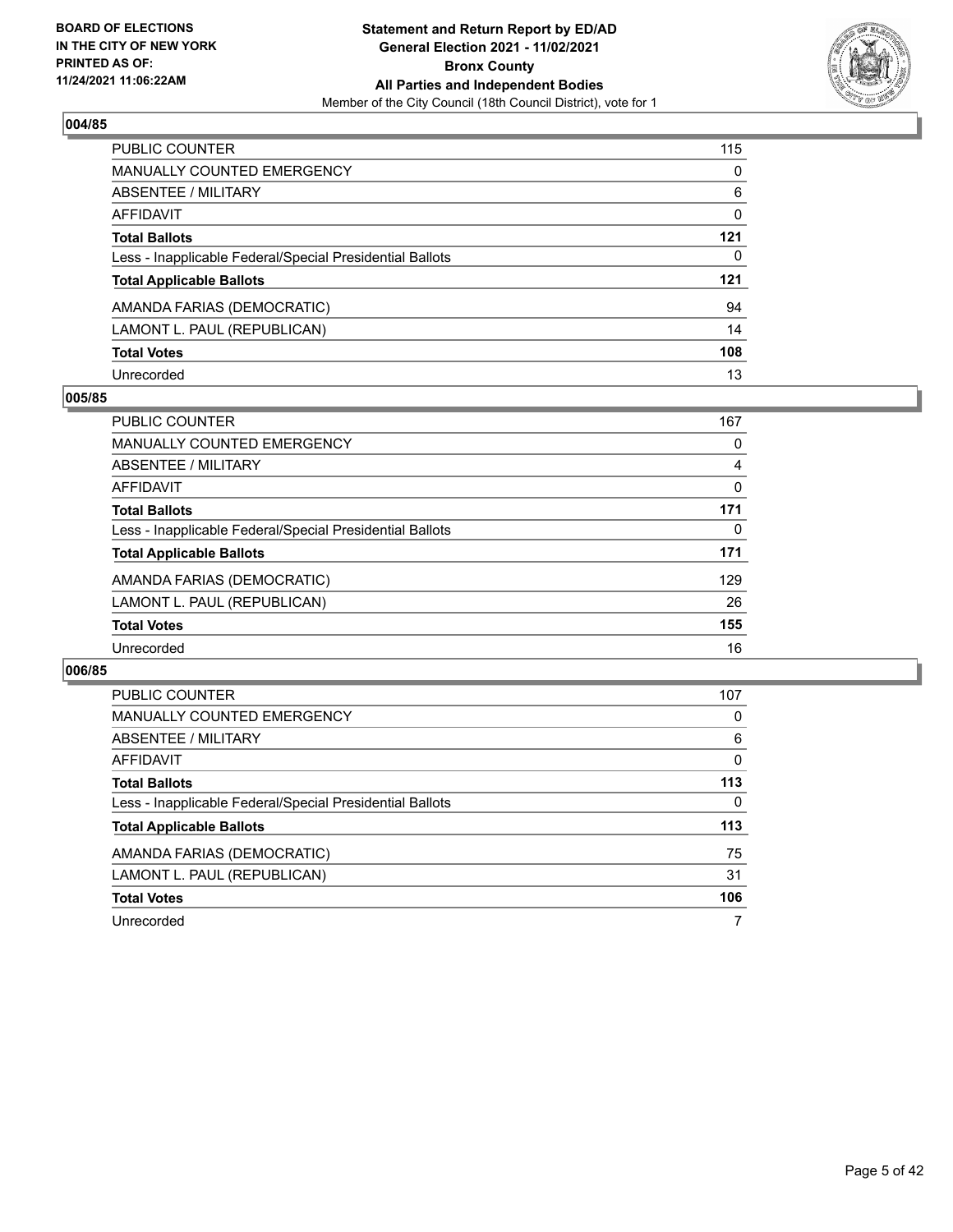### 004/85

| | |
|---|---|
| PUBLIC COUNTER | 115 |
| MANUALLY COUNTED EMERGENCY | 0 |
| ABSENTEE / MILITARY | 6 |
| AFFIDAVIT | 0 |
| **Total Ballots** | **121** |
| Less - Inapplicable Federal/Special Presidential Ballots | 0 |
| **Total Applicable Ballots** | **121** |
| AMANDA FARIAS (DEMOCRATIC) | 94 |
| LAMONT L. PAUL (REPUBLICAN) | 14 |
| **Total Votes** | **108** |
| Unrecorded | 13 |

### 005/85

| | |
|---|---|
| PUBLIC COUNTER | 167 |
| MANUALLY COUNTED EMERGENCY | 0 |
| ABSENTEE / MILITARY | 4 |
| AFFIDAVIT | 0 |
| **Total Ballots** | **171** |
| Less - Inapplicable Federal/Special Presidential Ballots | 0 |
| **Total Applicable Ballots** | **171** |
| AMANDA FARIAS (DEMOCRATIC) | 129 |
| LAMONT L. PAUL (REPUBLICAN) | 26 |
| **Total Votes** | **155** |
| Unrecorded | 16 |

### 006/85

| | |
|---|---|
| PUBLIC COUNTER | 107 |
| MANUALLY COUNTED EMERGENCY | 0 |
| ABSENTEE / MILITARY | 6 |
| AFFIDAVIT | 0 |
| **Total Ballots** | **113** |
| Less - Inapplicable Federal/Special Presidential Ballots | 0 |
| **Total Applicable Ballots** | **113** |
| AMANDA FARIAS (DEMOCRATIC) | 75 |
| LAMONT L. PAUL (REPUBLICAN) | 31 |
| **Total Votes** | **106** |
| Unrecorded | 7 |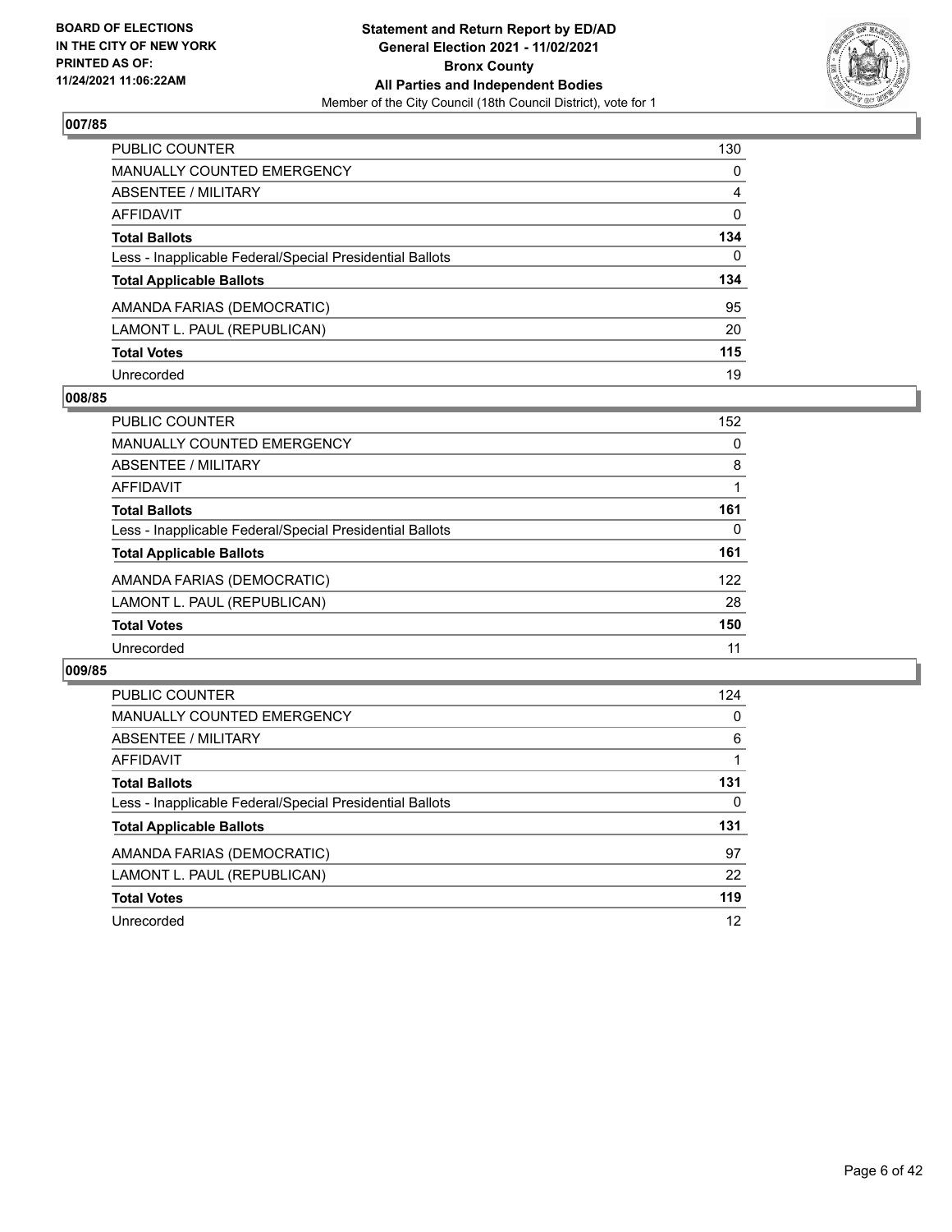## 007/85

| | |
|---|---|
| PUBLIC COUNTER | 130 |
| MANUALLY COUNTED EMERGENCY | 0 |
| ABSENTEE / MILITARY | 4 |
| AFFIDAVIT | 0 |
| **Total Ballots** | **134** |
| Less - Inapplicable Federal/Special Presidential Ballots | 0 |
| **Total Applicable Ballots** | **134** |
| AMANDA FARIAS (DEMOCRATIC) | 95 |
| LAMONT L. PAUL (REPUBLICAN) | 20 |
| **Total Votes** | **115** |
| Unrecorded | 19 |

## 008/85

| | |
|---|---|
| PUBLIC COUNTER | 152 |
| MANUALLY COUNTED EMERGENCY | 0 |
| ABSENTEE / MILITARY | 8 |
| AFFIDAVIT | 1 |
| **Total Ballots** | **161** |
| Less - Inapplicable Federal/Special Presidential Ballots | 0 |
| **Total Applicable Ballots** | **161** |
| AMANDA FARIAS (DEMOCRATIC) | 122 |
| LAMONT L. PAUL (REPUBLICAN) | 28 |
| **Total Votes** | **150** |
| Unrecorded | 11 |

## 009/85

| | |
|---|---|
| PUBLIC COUNTER | 124 |
| MANUALLY COUNTED EMERGENCY | 0 |
| ABSENTEE / MILITARY | 6 |
| AFFIDAVIT | 1 |
| **Total Ballots** | **131** |
| Less - Inapplicable Federal/Special Presidential Ballots | 0 |
| **Total Applicable Ballots** | **131** |
| AMANDA FARIAS (DEMOCRATIC) | 97 |
| LAMONT L. PAUL (REPUBLICAN) | 22 |
| **Total Votes** | **119** |
| Unrecorded | 12 |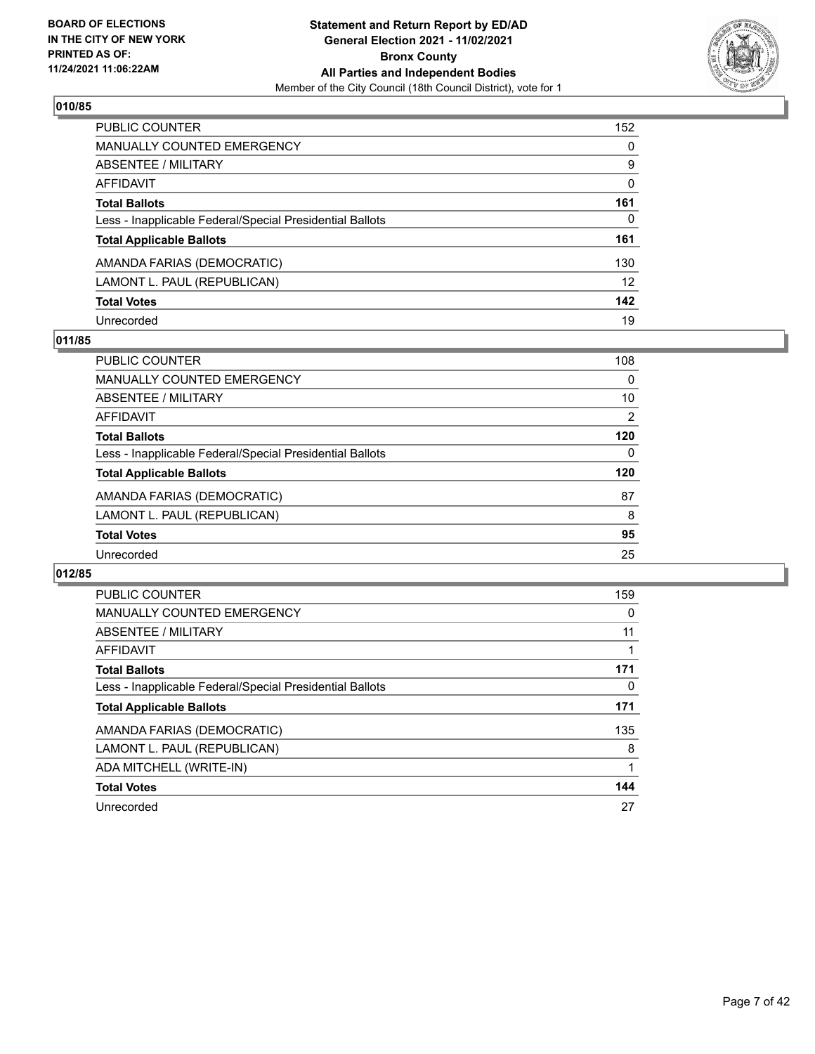### 010/85

| | |
|---|---|
| PUBLIC COUNTER | 152 |
| MANUALLY COUNTED EMERGENCY | 0 |
| ABSENTEE / MILITARY | 9 |
| AFFIDAVIT | 0 |
| **Total Ballots** | **161** |
| Less - Inapplicable Federal/Special Presidential Ballots | 0 |
| **Total Applicable Ballots** | **161** |
| AMANDA FARIAS (DEMOCRATIC) | 130 |
| LAMONT L. PAUL (REPUBLICAN) | 12 |
| **Total Votes** | **142** |
| Unrecorded | 19 |

### 011/85

| | |
|---|---|
| PUBLIC COUNTER | 108 |
| MANUALLY COUNTED EMERGENCY | 0 |
| ABSENTEE / MILITARY | 10 |
| AFFIDAVIT | 2 |
| **Total Ballots** | **120** |
| Less - Inapplicable Federal/Special Presidential Ballots | 0 |
| **Total Applicable Ballots** | **120** |
| AMANDA FARIAS (DEMOCRATIC) | 87 |
| LAMONT L. PAUL (REPUBLICAN) | 8 |
| **Total Votes** | **95** |
| Unrecorded | 25 |

### 012/85

| | |
|---|---|
| PUBLIC COUNTER | 159 |
| MANUALLY COUNTED EMERGENCY | 0 |
| ABSENTEE / MILITARY | 11 |
| AFFIDAVIT | 1 |
| **Total Ballots** | **171** |
| Less - Inapplicable Federal/Special Presidential Ballots | 0 |
| **Total Applicable Ballots** | **171** |
| AMANDA FARIAS (DEMOCRATIC) | 135 |
| LAMONT L. PAUL (REPUBLICAN) | 8 |
| ADA MITCHELL (WRITE-IN) | 1 |
| **Total Votes** | **144** |
| Unrecorded | 27 |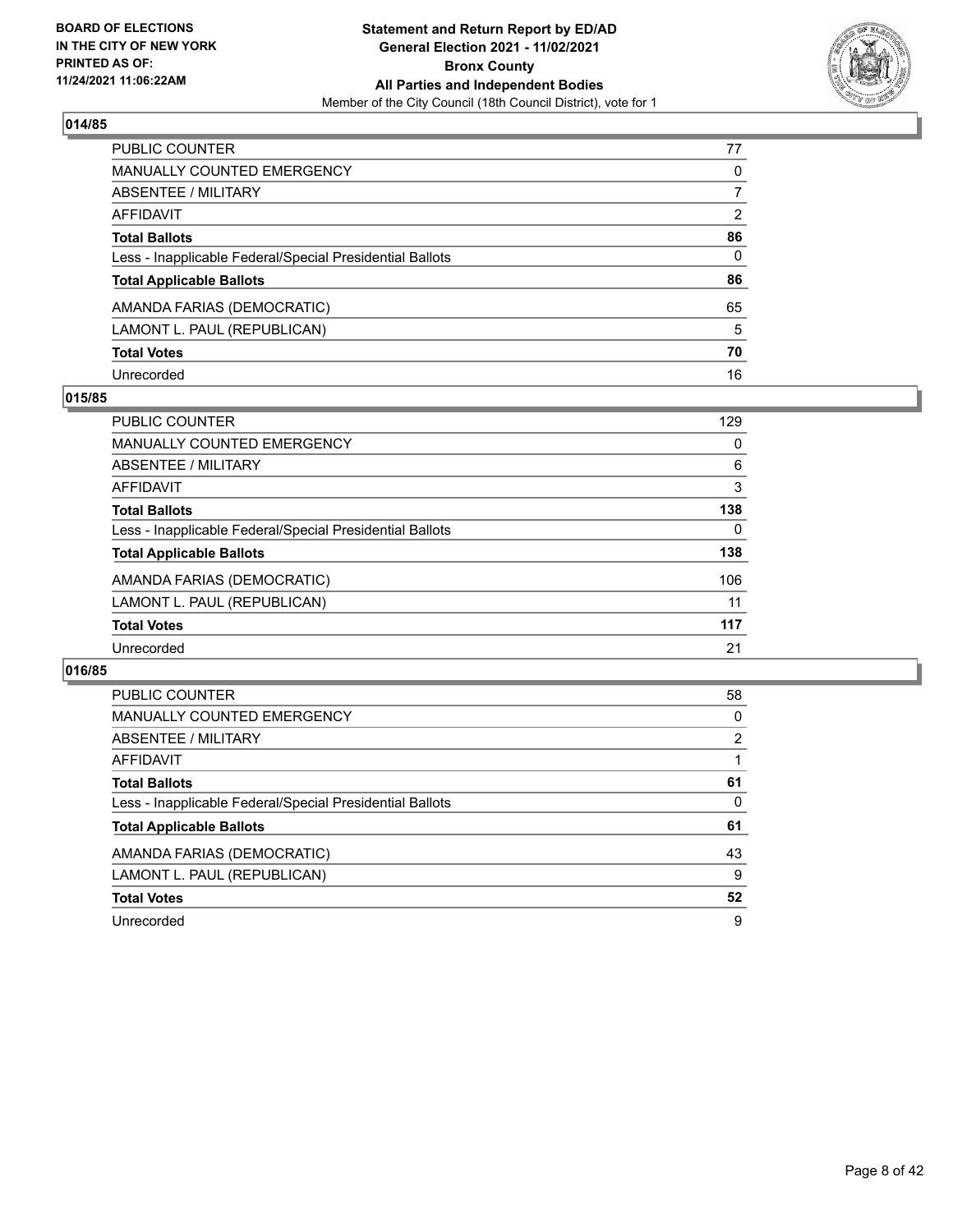## 014/85

| | |
|---|---|
| PUBLIC COUNTER | 77 |
| MANUALLY COUNTED EMERGENCY | 0 |
| ABSENTEE / MILITARY | 7 |
| AFFIDAVIT | 2 |
| **Total Ballots** | **86** |
| Less - Inapplicable Federal/Special Presidential Ballots | 0 |
| **Total Applicable Ballots** | **86** |
| AMANDA FARIAS (DEMOCRATIC) | 65 |
| LAMONT L. PAUL (REPUBLICAN) | 5 |
| **Total Votes** | **70** |
| Unrecorded | 16 |

## 015/85

| | |
|---|---|
| PUBLIC COUNTER | 129 |
| MANUALLY COUNTED EMERGENCY | 0 |
| ABSENTEE / MILITARY | 6 |
| AFFIDAVIT | 3 |
| **Total Ballots** | **138** |
| Less - Inapplicable Federal/Special Presidential Ballots | 0 |
| **Total Applicable Ballots** | **138** |
| AMANDA FARIAS (DEMOCRATIC) | 106 |
| LAMONT L. PAUL (REPUBLICAN) | 11 |
| **Total Votes** | **117** |
| Unrecorded | 21 |

## 016/85

| | |
|---|---|
| PUBLIC COUNTER | 58 |
| MANUALLY COUNTED EMERGENCY | 0 |
| ABSENTEE / MILITARY | 2 |
| AFFIDAVIT | 1 |
| **Total Ballots** | **61** |
| Less - Inapplicable Federal/Special Presidential Ballots | 0 |
| **Total Applicable Ballots** | **61** |
| AMANDA FARIAS (DEMOCRATIC) | 43 |
| LAMONT L. PAUL (REPUBLICAN) | 9 |
| **Total Votes** | **52** |
| Unrecorded | 9 |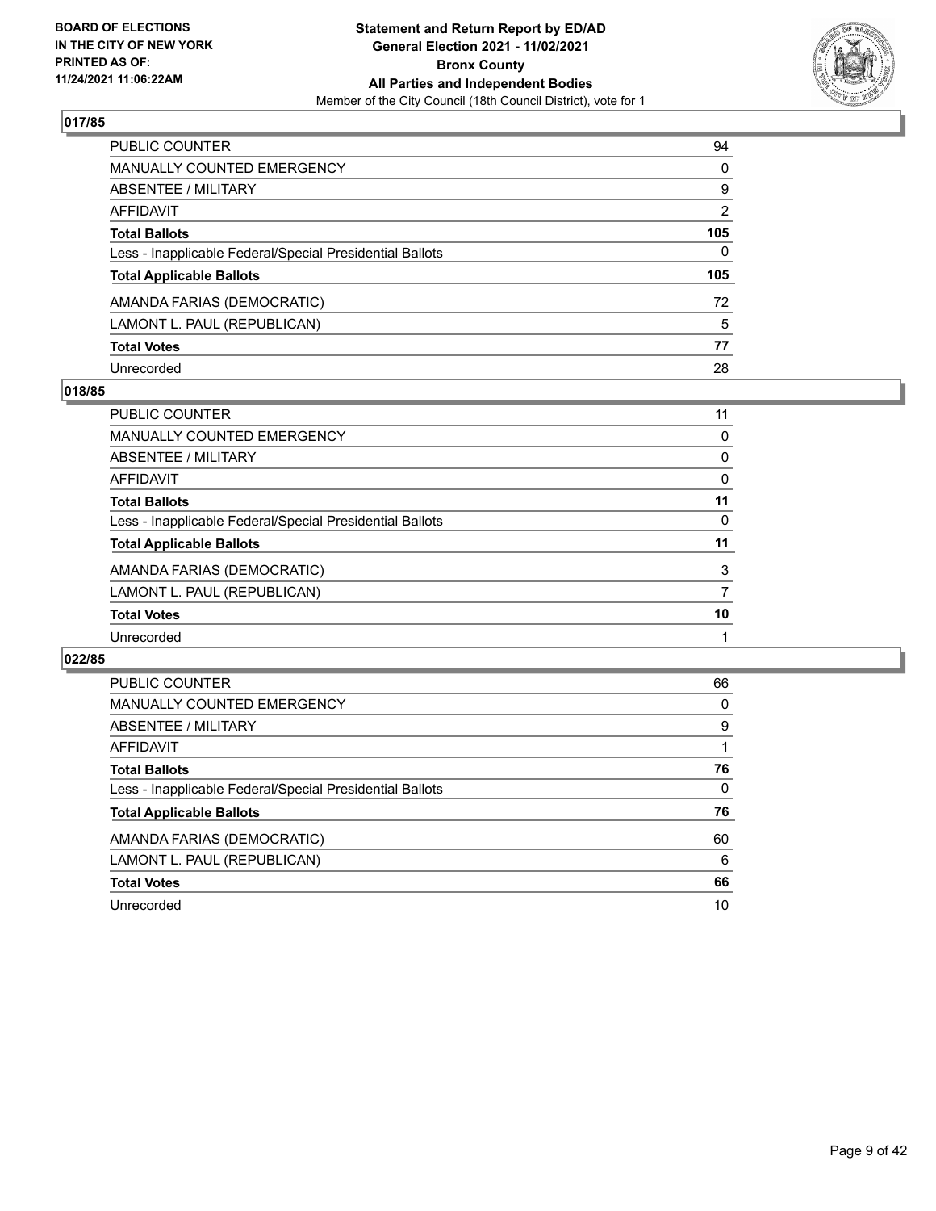**BOARD OF ELECTIONS IN THE CITY OF NEW YORK PRINTED AS OF: 11/24/2021 11:06:22AM**

**Statement and Return Report by ED/AD General Election 2021 - 11/02/2021 Bronx County All Parties and Independent Bodies**

Member of the City Council (18th Council District), vote for 1

## 017/85

| | |
|---|---|
| PUBLIC COUNTER | 94 |
| MANUALLY COUNTED EMERGENCY | 0 |
| ABSENTEE / MILITARY | 9 |
| AFFIDAVIT | 2 |
| **Total Ballots** | **105** |
| Less - Inapplicable Federal/Special Presidential Ballots | 0 |
| **Total Applicable Ballots** | **105** |
| AMANDA FARIAS (DEMOCRATIC) | 72 |
| LAMONT L. PAUL (REPUBLICAN) | 5 |
| **Total Votes** | **77** |
| Unrecorded | 28 |

## 018/85

| | |
|---|---|
| PUBLIC COUNTER | 11 |
| MANUALLY COUNTED EMERGENCY | 0 |
| ABSENTEE / MILITARY | 0 |
| AFFIDAVIT | 0 |
| **Total Ballots** | **11** |
| Less - Inapplicable Federal/Special Presidential Ballots | 0 |
| **Total Applicable Ballots** | **11** |
| AMANDA FARIAS (DEMOCRATIC) | 3 |
| LAMONT L. PAUL (REPUBLICAN) | 7 |
| **Total Votes** | **10** |
| Unrecorded | 1 |

## 022/85

| | |
|---|---|
| PUBLIC COUNTER | 66 |
| MANUALLY COUNTED EMERGENCY | 0 |
| ABSENTEE / MILITARY | 9 |
| AFFIDAVIT | 1 |
| **Total Ballots** | **76** |
| Less - Inapplicable Federal/Special Presidential Ballots | 0 |
| **Total Applicable Ballots** | **76** |
| AMANDA FARIAS (DEMOCRATIC) | 60 |
| LAMONT L. PAUL (REPUBLICAN) | 6 |
| **Total Votes** | **66** |
| Unrecorded | 10 |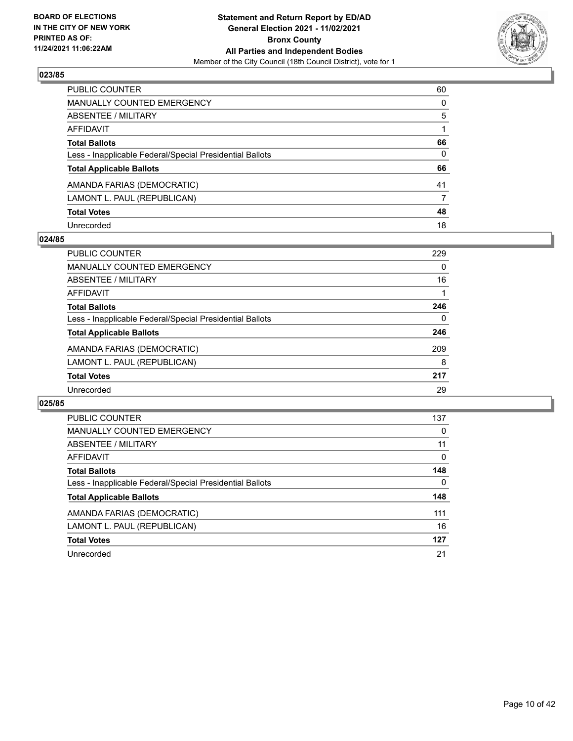**BOARD OF ELECTIONS IN THE CITY OF NEW YORK PRINTED AS OF: 11/24/2021 11:06:22AM**

**Statement and Return Report by ED/AD General Election 2021 - 11/02/2021 Bronx County All Parties and Independent Bodies**
Member of the City Council (18th Council District), vote for 1

### 023/85

| | |
|---|---|
| PUBLIC COUNTER | 60 |
| MANUALLY COUNTED EMERGENCY | 0 |
| ABSENTEE / MILITARY | 5 |
| AFFIDAVIT | 1 |
| **Total Ballots** | **66** |
| Less - Inapplicable Federal/Special Presidential Ballots | 0 |
| **Total Applicable Ballots** | **66** |
| AMANDA FARIAS (DEMOCRATIC) | 41 |
| LAMONT L. PAUL (REPUBLICAN) | 7 |
| **Total Votes** | **48** |
| Unrecorded | 18 |

### 024/85

| | |
|---|---|
| PUBLIC COUNTER | 229 |
| MANUALLY COUNTED EMERGENCY | 0 |
| ABSENTEE / MILITARY | 16 |
| AFFIDAVIT | 1 |
| **Total Ballots** | **246** |
| Less - Inapplicable Federal/Special Presidential Ballots | 0 |
| **Total Applicable Ballots** | **246** |
| AMANDA FARIAS (DEMOCRATIC) | 209 |
| LAMONT L. PAUL (REPUBLICAN) | 8 |
| **Total Votes** | **217** |
| Unrecorded | 29 |

### 025/85

| | |
|---|---|
| PUBLIC COUNTER | 137 |
| MANUALLY COUNTED EMERGENCY | 0 |
| ABSENTEE / MILITARY | 11 |
| AFFIDAVIT | 0 |
| **Total Ballots** | **148** |
| Less - Inapplicable Federal/Special Presidential Ballots | 0 |
| **Total Applicable Ballots** | **148** |
| AMANDA FARIAS (DEMOCRATIC) | 111 |
| LAMONT L. PAUL (REPUBLICAN) | 16 |
| **Total Votes** | **127** |
| Unrecorded | 21 |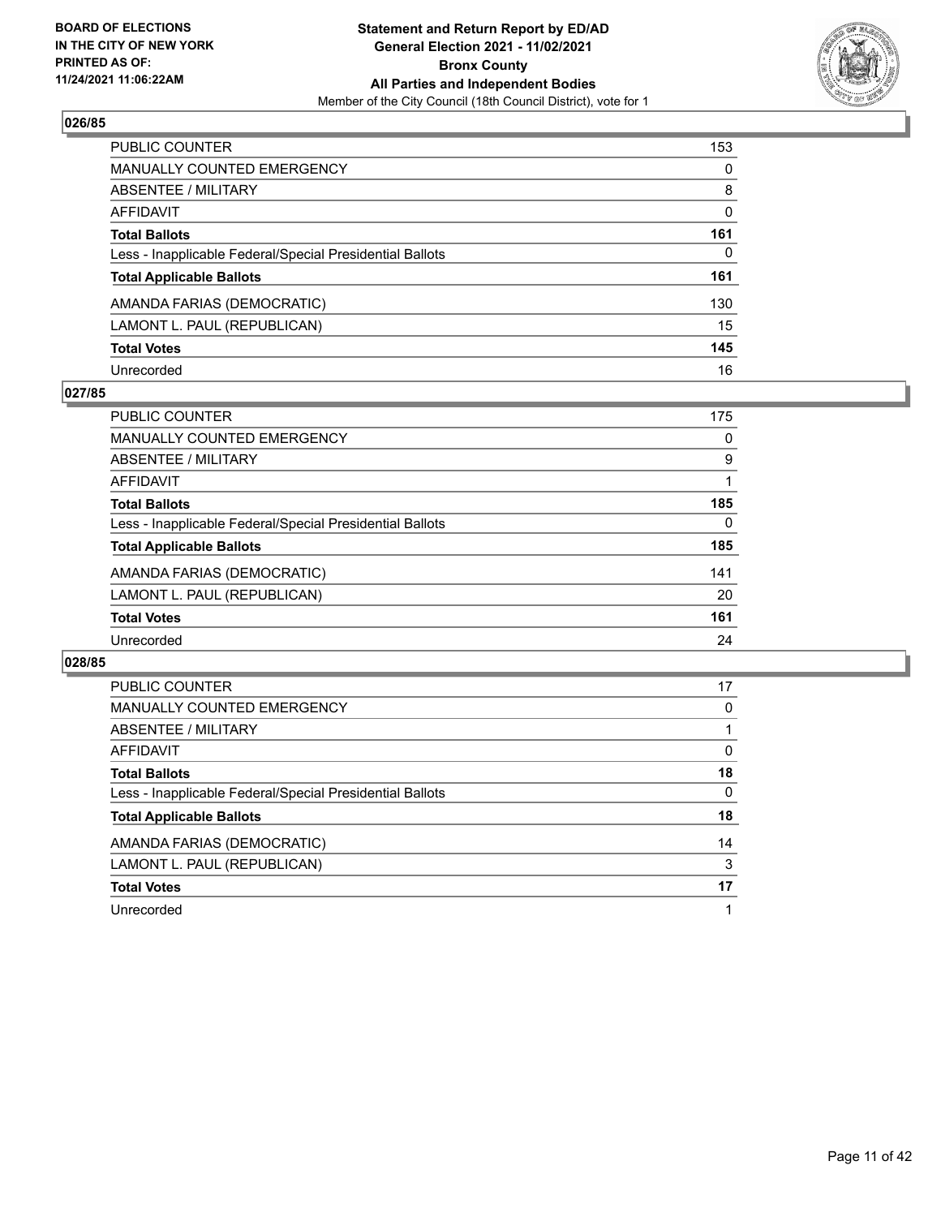**BOARD OF ELECTIONS IN THE CITY OF NEW YORK PRINTED AS OF: 11/24/2021 11:06:22AM**

**Statement and Return Report by ED/AD General Election 2021 - 11/02/2021 Bronx County All Parties and Independent Bodies**

Member of the City Council (18th Council District), vote for 1

### 026/85

| | |
|---|---|
| PUBLIC COUNTER | 153 |
| MANUALLY COUNTED EMERGENCY | 0 |
| ABSENTEE / MILITARY | 8 |
| AFFIDAVIT | 0 |
| **Total Ballots** | **161** |
| Less - Inapplicable Federal/Special Presidential Ballots | 0 |
| **Total Applicable Ballots** | **161** |
| AMANDA FARIAS (DEMOCRATIC) | 130 |
| LAMONT L. PAUL (REPUBLICAN) | 15 |
| **Total Votes** | **145** |
| Unrecorded | 16 |

### 027/85

| | |
|---|---|
| PUBLIC COUNTER | 175 |
| MANUALLY COUNTED EMERGENCY | 0 |
| ABSENTEE / MILITARY | 9 |
| AFFIDAVIT | 1 |
| **Total Ballots** | **185** |
| Less - Inapplicable Federal/Special Presidential Ballots | 0 |
| **Total Applicable Ballots** | **185** |
| AMANDA FARIAS (DEMOCRATIC) | 141 |
| LAMONT L. PAUL (REPUBLICAN) | 20 |
| **Total Votes** | **161** |
| Unrecorded | 24 |

### 028/85

| | |
|---|---|
| PUBLIC COUNTER | 17 |
| MANUALLY COUNTED EMERGENCY | 0 |
| ABSENTEE / MILITARY | 1 |
| AFFIDAVIT | 0 |
| **Total Ballots** | **18** |
| Less - Inapplicable Federal/Special Presidential Ballots | 0 |
| **Total Applicable Ballots** | **18** |
| AMANDA FARIAS (DEMOCRATIC) | 14 |
| LAMONT L. PAUL (REPUBLICAN) | 3 |
| **Total Votes** | **17** |
| Unrecorded | 1 |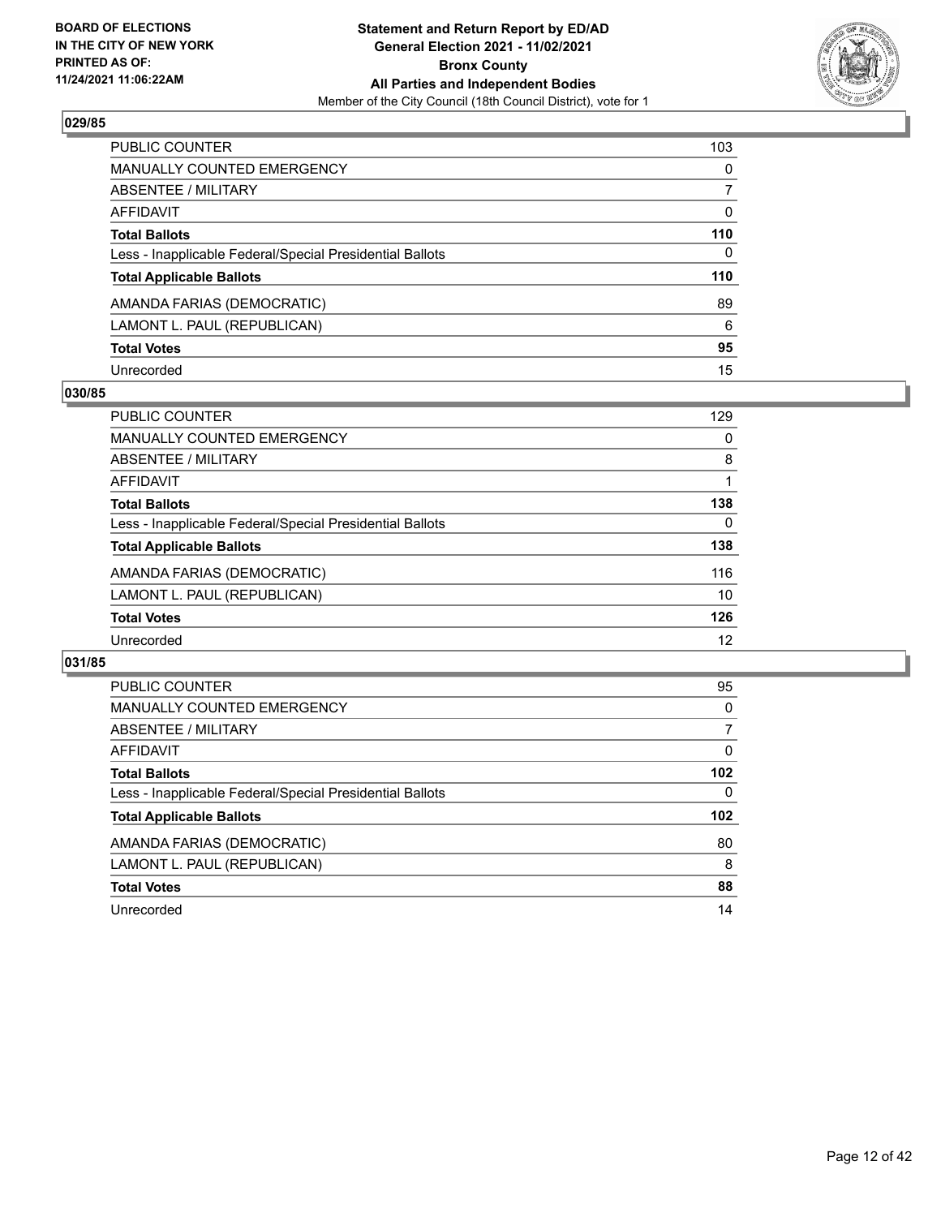**BOARD OF ELECTIONS IN THE CITY OF NEW YORK PRINTED AS OF: 11/24/2021 11:06:22AM**

**Statement and Return Report by ED/AD General Election 2021 - 11/02/2021 Bronx County All Parties and Independent Bodies**

Member of the City Council (18th Council District), vote for 1

## 029/85

| | |
|---|---|
| PUBLIC COUNTER | 103 |
| MANUALLY COUNTED EMERGENCY | 0 |
| ABSENTEE / MILITARY | 7 |
| AFFIDAVIT | 0 |
| **Total Ballots** | **110** |
| Less - Inapplicable Federal/Special Presidential Ballots | 0 |
| **Total Applicable Ballots** | **110** |
| AMANDA FARIAS (DEMOCRATIC) | 89 |
| LAMONT L. PAUL (REPUBLICAN) | 6 |
| **Total Votes** | **95** |
| Unrecorded | 15 |

## 030/85

| | |
|---|---|
| PUBLIC COUNTER | 129 |
| MANUALLY COUNTED EMERGENCY | 0 |
| ABSENTEE / MILITARY | 8 |
| AFFIDAVIT | 1 |
| **Total Ballots** | **138** |
| Less - Inapplicable Federal/Special Presidential Ballots | 0 |
| **Total Applicable Ballots** | **138** |
| AMANDA FARIAS (DEMOCRATIC) | 116 |
| LAMONT L. PAUL (REPUBLICAN) | 10 |
| **Total Votes** | **126** |
| Unrecorded | 12 |

## 031/85

| | |
|---|---|
| PUBLIC COUNTER | 95 |
| MANUALLY COUNTED EMERGENCY | 0 |
| ABSENTEE / MILITARY | 7 |
| AFFIDAVIT | 0 |
| **Total Ballots** | **102** |
| Less - Inapplicable Federal/Special Presidential Ballots | 0 |
| **Total Applicable Ballots** | **102** |
| AMANDA FARIAS (DEMOCRATIC) | 80 |
| LAMONT L. PAUL (REPUBLICAN) | 8 |
| **Total Votes** | **88** |
| Unrecorded | 14 |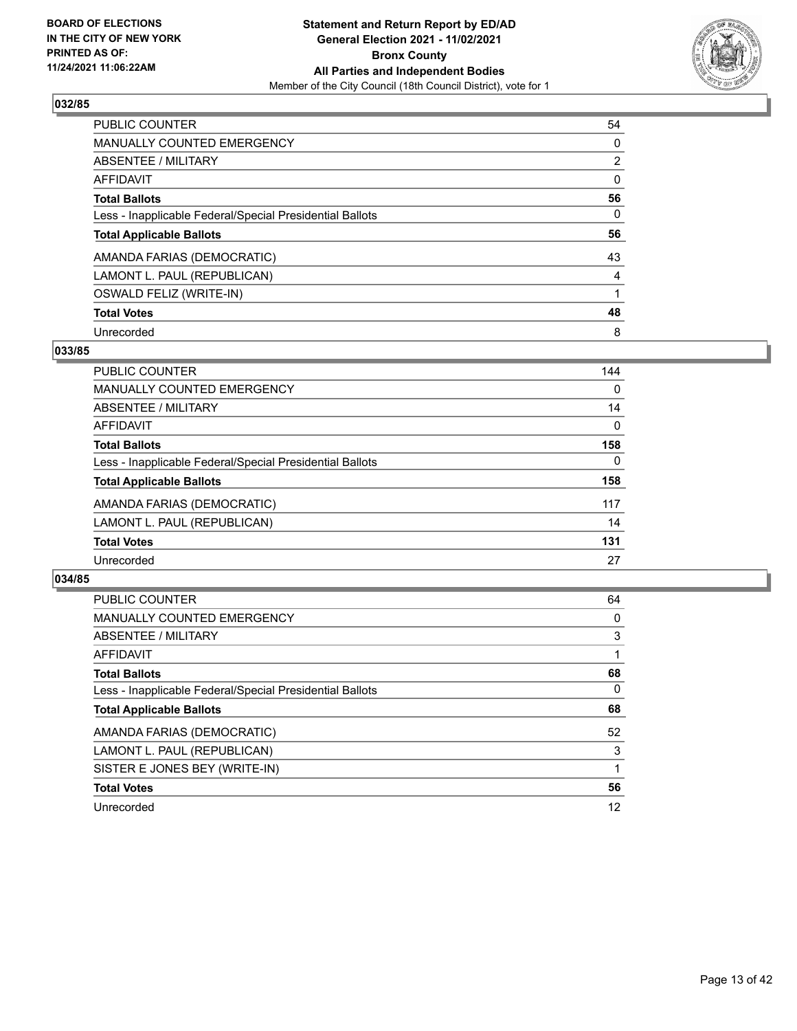**BOARD OF ELECTIONS IN THE CITY OF NEW YORK PRINTED AS OF: 11/24/2021 11:06:22AM**

**Statement and Return Report by ED/AD General Election 2021 - 11/02/2021 Bronx County All Parties and Independent Bodies**

Member of the City Council (18th Council District), vote for 1

### 032/85

| | |
|---|---|
| PUBLIC COUNTER | 54 |
| MANUALLY COUNTED EMERGENCY | 0 |
| ABSENTEE / MILITARY | 2 |
| AFFIDAVIT | 0 |
| **Total Ballots** | **56** |
| Less - Inapplicable Federal/Special Presidential Ballots | 0 |
| **Total Applicable Ballots** | **56** |
| AMANDA FARIAS (DEMOCRATIC) | 43 |
| LAMONT L. PAUL (REPUBLICAN) | 4 |
| OSWALD FELIZ (WRITE-IN) | 1 |
| **Total Votes** | **48** |
| Unrecorded | 8 |

### 033/85

| | |
|---|---|
| PUBLIC COUNTER | 144 |
| MANUALLY COUNTED EMERGENCY | 0 |
| ABSENTEE / MILITARY | 14 |
| AFFIDAVIT | 0 |
| **Total Ballots** | **158** |
| Less - Inapplicable Federal/Special Presidential Ballots | 0 |
| **Total Applicable Ballots** | **158** |
| AMANDA FARIAS (DEMOCRATIC) | 117 |
| LAMONT L. PAUL (REPUBLICAN) | 14 |
| **Total Votes** | **131** |
| Unrecorded | 27 |

### 034/85

| | |
|---|---|
| PUBLIC COUNTER | 64 |
| MANUALLY COUNTED EMERGENCY | 0 |
| ABSENTEE / MILITARY | 3 |
| AFFIDAVIT | 1 |
| **Total Ballots** | **68** |
| Less - Inapplicable Federal/Special Presidential Ballots | 0 |
| **Total Applicable Ballots** | **68** |
| AMANDA FARIAS (DEMOCRATIC) | 52 |
| LAMONT L. PAUL (REPUBLICAN) | 3 |
| SISTER E JONES BEY (WRITE-IN) | 1 |
| **Total Votes** | **56** |
| Unrecorded | 12 |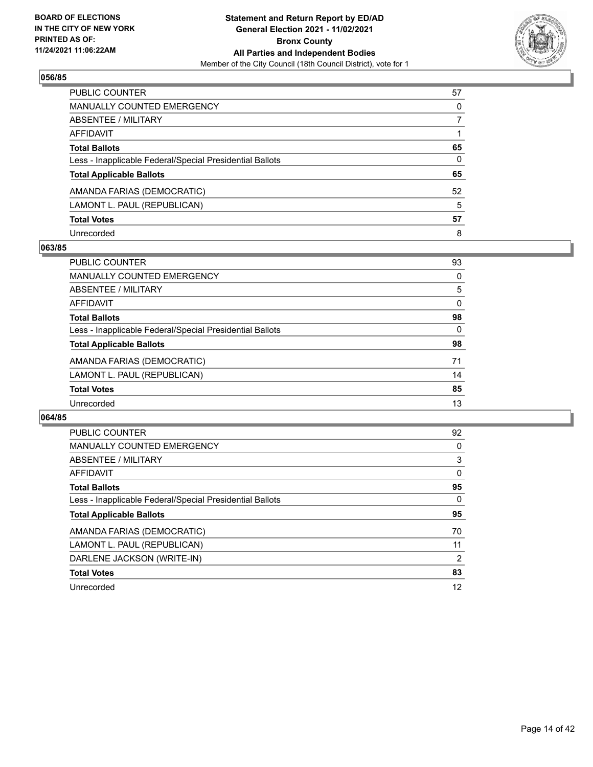**BOARD OF ELECTIONS IN THE CITY OF NEW YORK PRINTED AS OF: 11/24/2021 11:06:22AM**

**Statement and Return Report by ED/AD General Election 2021 - 11/02/2021 Bronx County All Parties and Independent Bodies**

Member of the City Council (18th Council District), vote for 1

### 056/85

| | |
|---|---|
| PUBLIC COUNTER | 57 |
| MANUALLY COUNTED EMERGENCY | 0 |
| ABSENTEE / MILITARY | 7 |
| AFFIDAVIT | 1 |
| **Total Ballots** | **65** |
| Less - Inapplicable Federal/Special Presidential Ballots | 0 |
| **Total Applicable Ballots** | **65** |
| AMANDA FARIAS (DEMOCRATIC) | 52 |
| LAMONT L. PAUL (REPUBLICAN) | 5 |
| **Total Votes** | **57** |
| Unrecorded | 8 |

### 063/85

| | |
|---|---|
| PUBLIC COUNTER | 93 |
| MANUALLY COUNTED EMERGENCY | 0 |
| ABSENTEE / MILITARY | 5 |
| AFFIDAVIT | 0 |
| **Total Ballots** | **98** |
| Less - Inapplicable Federal/Special Presidential Ballots | 0 |
| **Total Applicable Ballots** | **98** |
| AMANDA FARIAS (DEMOCRATIC) | 71 |
| LAMONT L. PAUL (REPUBLICAN) | 14 |
| **Total Votes** | **85** |
| Unrecorded | 13 |

### 064/85

| | |
|---|---|
| PUBLIC COUNTER | 92 |
| MANUALLY COUNTED EMERGENCY | 0 |
| ABSENTEE / MILITARY | 3 |
| AFFIDAVIT | 0 |
| **Total Ballots** | **95** |
| Less - Inapplicable Federal/Special Presidential Ballots | 0 |
| **Total Applicable Ballots** | **95** |
| AMANDA FARIAS (DEMOCRATIC) | 70 |
| LAMONT L. PAUL (REPUBLICAN) | 11 |
| DARLENE JACKSON (WRITE-IN) | 2 |
| **Total Votes** | **83** |
| Unrecorded | 12 |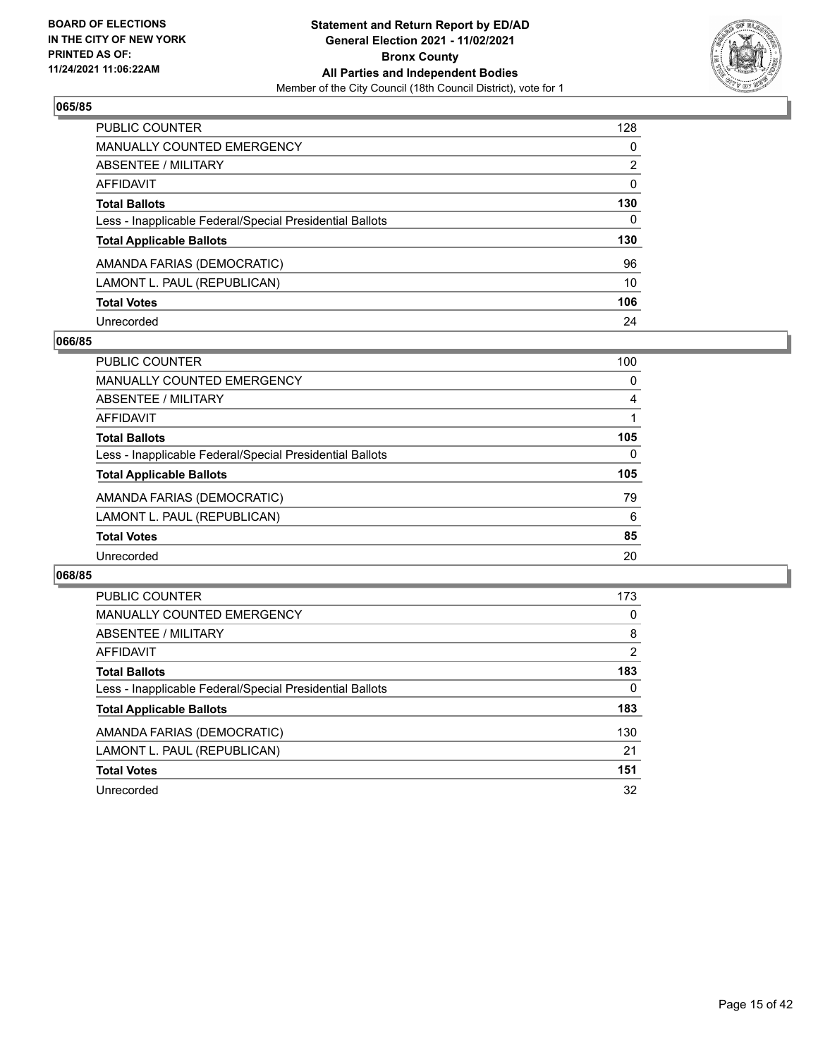## 065/85

| | |
|---|---|
| PUBLIC COUNTER | 128 |
| MANUALLY COUNTED EMERGENCY | 0 |
| ABSENTEE / MILITARY | 2 |
| AFFIDAVIT | 0 |
| **Total Ballots** | **130** |
| Less - Inapplicable Federal/Special Presidential Ballots | 0 |
| **Total Applicable Ballots** | **130** |
| AMANDA FARIAS (DEMOCRATIC) | 96 |
| LAMONT L. PAUL (REPUBLICAN) | 10 |
| **Total Votes** | **106** |
| Unrecorded | 24 |

## 066/85

| | |
|---|---|
| PUBLIC COUNTER | 100 |
| MANUALLY COUNTED EMERGENCY | 0 |
| ABSENTEE / MILITARY | 4 |
| AFFIDAVIT | 1 |
| **Total Ballots** | **105** |
| Less - Inapplicable Federal/Special Presidential Ballots | 0 |
| **Total Applicable Ballots** | **105** |
| AMANDA FARIAS (DEMOCRATIC) | 79 |
| LAMONT L. PAUL (REPUBLICAN) | 6 |
| **Total Votes** | **85** |
| Unrecorded | 20 |

## 068/85

| | |
|---|---|
| PUBLIC COUNTER | 173 |
| MANUALLY COUNTED EMERGENCY | 0 |
| ABSENTEE / MILITARY | 8 |
| AFFIDAVIT | 2 |
| **Total Ballots** | **183** |
| Less - Inapplicable Federal/Special Presidential Ballots | 0 |
| **Total Applicable Ballots** | **183** |
| AMANDA FARIAS (DEMOCRATIC) | 130 |
| LAMONT L. PAUL (REPUBLICAN) | 21 |
| **Total Votes** | **151** |
| Unrecorded | 32 |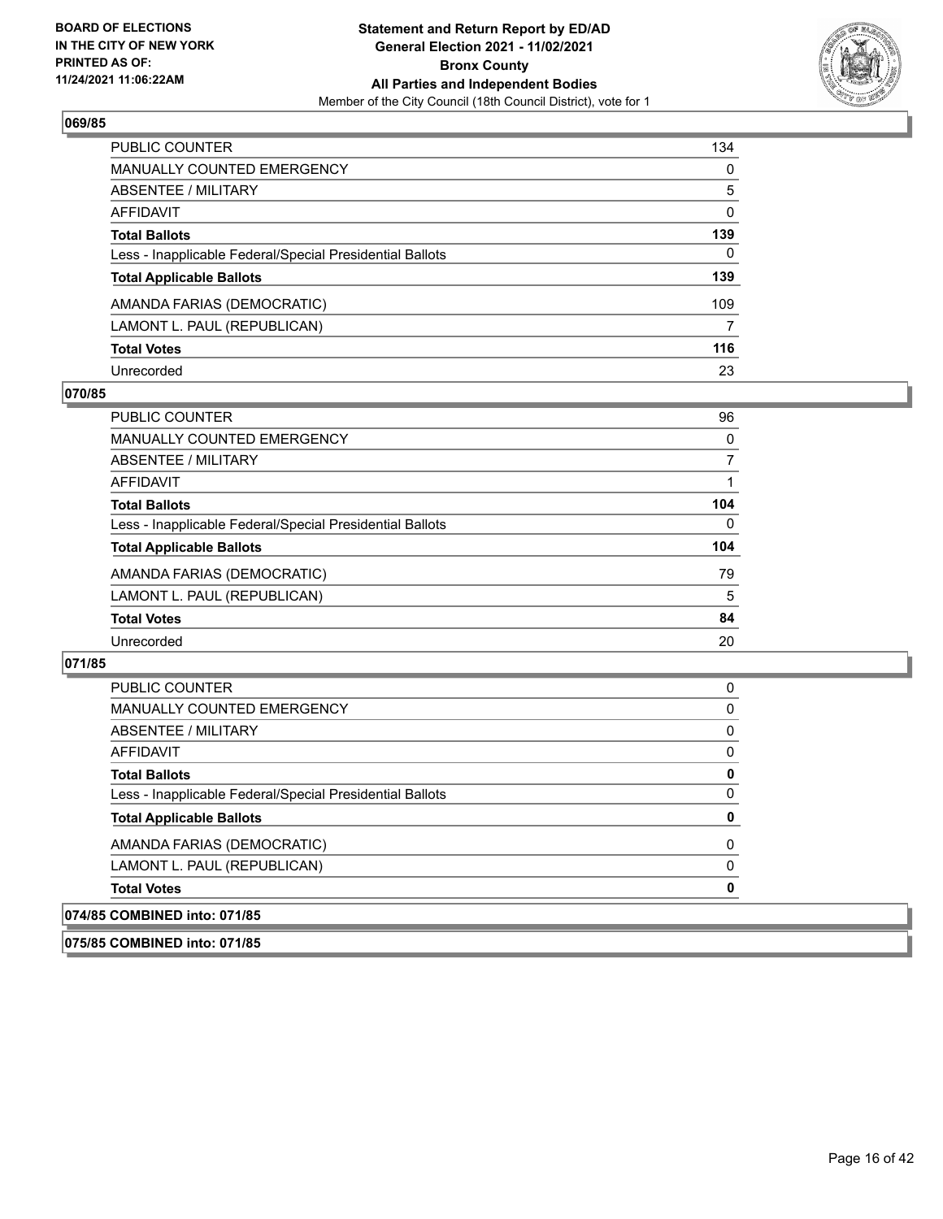## 069/85

| | |
|---|---|
| PUBLIC COUNTER | 134 |
| MANUALLY COUNTED EMERGENCY | 0 |
| ABSENTEE / MILITARY | 5 |
| AFFIDAVIT | 0 |
| **Total Ballots** | **139** |
| Less - Inapplicable Federal/Special Presidential Ballots | 0 |
| **Total Applicable Ballots** | **139** |
| AMANDA FARIAS (DEMOCRATIC) | 109 |
| LAMONT L. PAUL (REPUBLICAN) | 7 |
| **Total Votes** | **116** |
| Unrecorded | 23 |

## 070/85

| | |
|---|---|
| PUBLIC COUNTER | 96 |
| MANUALLY COUNTED EMERGENCY | 0 |
| ABSENTEE / MILITARY | 7 |
| AFFIDAVIT | 1 |
| **Total Ballots** | **104** |
| Less - Inapplicable Federal/Special Presidential Ballots | 0 |
| **Total Applicable Ballots** | **104** |
| AMANDA FARIAS (DEMOCRATIC) | 79 |
| LAMONT L. PAUL (REPUBLICAN) | 5 |
| **Total Votes** | **84** |
| Unrecorded | 20 |

## 071/85

| | |
|---|---|
| PUBLIC COUNTER | 0 |
| MANUALLY COUNTED EMERGENCY | 0 |
| ABSENTEE / MILITARY | 0 |
| AFFIDAVIT | 0 |
| **Total Ballots** | **0** |
| Less - Inapplicable Federal/Special Presidential Ballots | 0 |
| **Total Applicable Ballots** | **0** |
| AMANDA FARIAS (DEMOCRATIC) | 0 |
| LAMONT L. PAUL (REPUBLICAN) | 0 |
| **Total Votes** | **0** |

## 074/85 COMBINED into: 071/85

## 075/85 COMBINED into: 071/85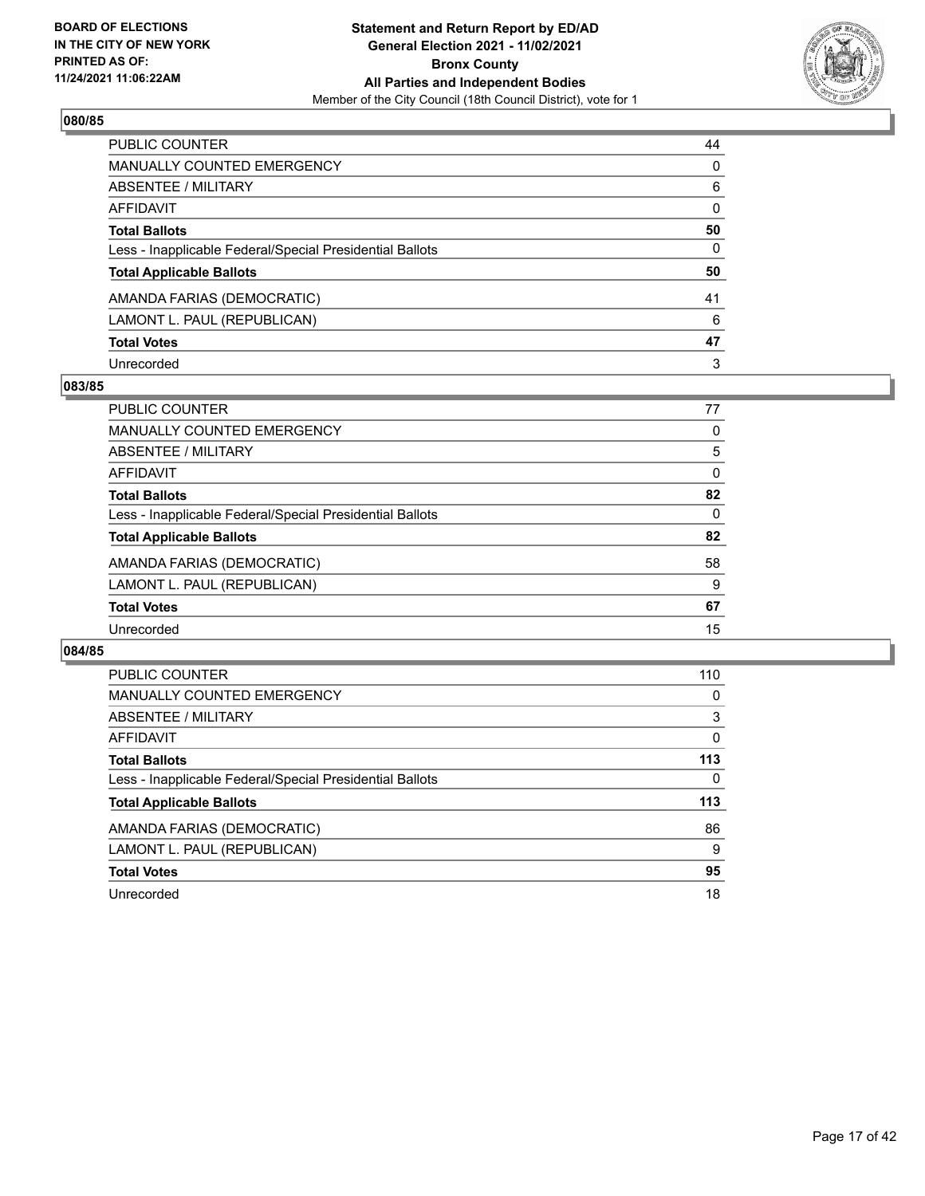### 080/85

| | |
|---|---|
| PUBLIC COUNTER | 44 |
| MANUALLY COUNTED EMERGENCY | 0 |
| ABSENTEE / MILITARY | 6 |
| AFFIDAVIT | 0 |
| **Total Ballots** | **50** |
| Less - Inapplicable Federal/Special Presidential Ballots | 0 |
| **Total Applicable Ballots** | **50** |
| AMANDA FARIAS (DEMOCRATIC) | 41 |
| LAMONT L. PAUL (REPUBLICAN) | 6 |
| **Total Votes** | **47** |
| Unrecorded | 3 |

### 083/85

| | |
|---|---|
| PUBLIC COUNTER | 77 |
| MANUALLY COUNTED EMERGENCY | 0 |
| ABSENTEE / MILITARY | 5 |
| AFFIDAVIT | 0 |
| **Total Ballots** | **82** |
| Less - Inapplicable Federal/Special Presidential Ballots | 0 |
| **Total Applicable Ballots** | **82** |
| AMANDA FARIAS (DEMOCRATIC) | 58 |
| LAMONT L. PAUL (REPUBLICAN) | 9 |
| **Total Votes** | **67** |
| Unrecorded | 15 |

### 084/85

| | |
|---|---|
| PUBLIC COUNTER | 110 |
| MANUALLY COUNTED EMERGENCY | 0 |
| ABSENTEE / MILITARY | 3 |
| AFFIDAVIT | 0 |
| **Total Ballots** | **113** |
| Less - Inapplicable Federal/Special Presidential Ballots | 0 |
| **Total Applicable Ballots** | **113** |
| AMANDA FARIAS (DEMOCRATIC) | 86 |
| LAMONT L. PAUL (REPUBLICAN) | 9 |
| **Total Votes** | **95** |
| Unrecorded | 18 |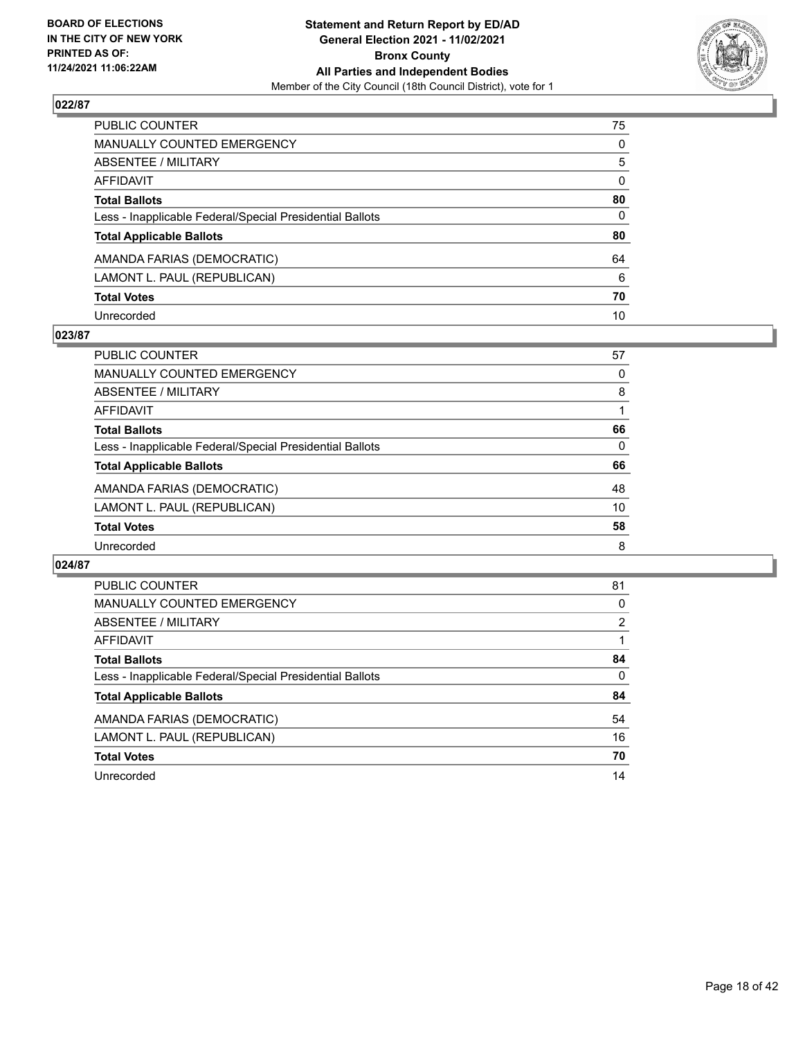BOARD OF ELECTIONS
IN THE CITY OF NEW YORK
PRINTED AS OF:
11/24/2021 11:06:22AM

**Statement and Return Report by ED/AD**
**General Election 2021 - 11/02/2021**
**Bronx County**
**All Parties and Independent Bodies**
Member of the City Council (18th Council District), vote for 1

## 022/87

| | |
|---|---|
| PUBLIC COUNTER | 75 |
| MANUALLY COUNTED EMERGENCY | 0 |
| ABSENTEE / MILITARY | 5 |
| AFFIDAVIT | 0 |
| **Total Ballots** | **80** |
| Less - Inapplicable Federal/Special Presidential Ballots | 0 |
| **Total Applicable Ballots** | **80** |
| AMANDA FARIAS (DEMOCRATIC) | 64 |
| LAMONT L. PAUL (REPUBLICAN) | 6 |
| **Total Votes** | **70** |
| Unrecorded | 10 |

## 023/87

| | |
|---|---|
| PUBLIC COUNTER | 57 |
| MANUALLY COUNTED EMERGENCY | 0 |
| ABSENTEE / MILITARY | 8 |
| AFFIDAVIT | 1 |
| **Total Ballots** | **66** |
| Less - Inapplicable Federal/Special Presidential Ballots | 0 |
| **Total Applicable Ballots** | **66** |
| AMANDA FARIAS (DEMOCRATIC) | 48 |
| LAMONT L. PAUL (REPUBLICAN) | 10 |
| **Total Votes** | **58** |
| Unrecorded | 8 |

## 024/87

| | |
|---|---|
| PUBLIC COUNTER | 81 |
| MANUALLY COUNTED EMERGENCY | 0 |
| ABSENTEE / MILITARY | 2 |
| AFFIDAVIT | 1 |
| **Total Ballots** | **84** |
| Less - Inapplicable Federal/Special Presidential Ballots | 0 |
| **Total Applicable Ballots** | **84** |
| AMANDA FARIAS (DEMOCRATIC) | 54 |
| LAMONT L. PAUL (REPUBLICAN) | 16 |
| **Total Votes** | **70** |
| Unrecorded | 14 |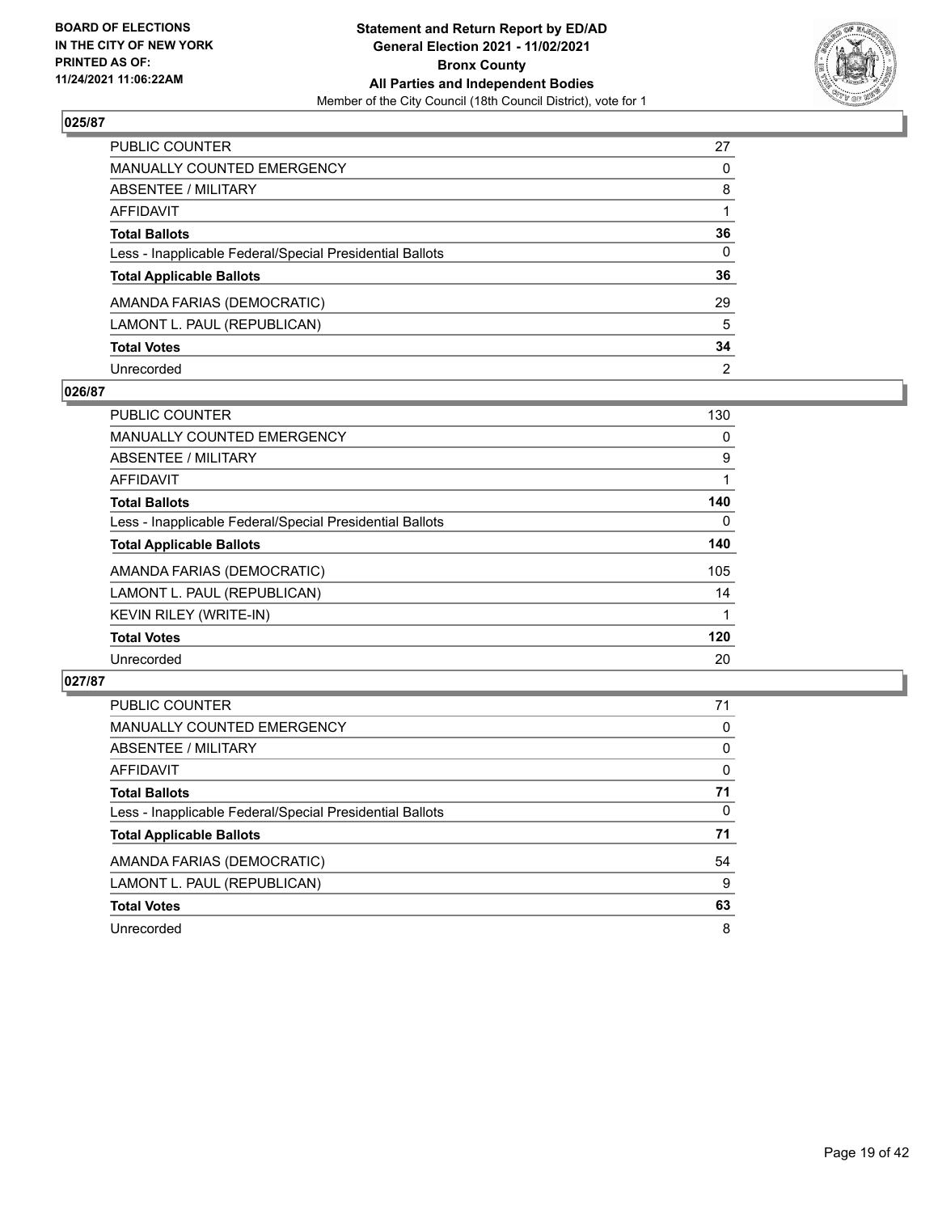**BOARD OF ELECTIONS IN THE CITY OF NEW YORK PRINTED AS OF: 11/24/2021 11:06:22AM**

**Statement and Return Report by ED/AD General Election 2021 - 11/02/2021 Bronx County All Parties and Independent Bodies**

Member of the City Council (18th Council District), vote for 1

## 025/87

| | |
|---|---|
| PUBLIC COUNTER | 27 |
| MANUALLY COUNTED EMERGENCY | 0 |
| ABSENTEE / MILITARY | 8 |
| AFFIDAVIT | 1 |
| **Total Ballots** | **36** |
| Less - Inapplicable Federal/Special Presidential Ballots | 0 |
| **Total Applicable Ballots** | **36** |
| AMANDA FARIAS (DEMOCRATIC) | 29 |
| LAMONT L. PAUL (REPUBLICAN) | 5 |
| **Total Votes** | **34** |
| Unrecorded | 2 |

## 026/87

| | |
|---|---|
| PUBLIC COUNTER | 130 |
| MANUALLY COUNTED EMERGENCY | 0 |
| ABSENTEE / MILITARY | 9 |
| AFFIDAVIT | 1 |
| **Total Ballots** | **140** |
| Less - Inapplicable Federal/Special Presidential Ballots | 0 |
| **Total Applicable Ballots** | **140** |
| AMANDA FARIAS (DEMOCRATIC) | 105 |
| LAMONT L. PAUL (REPUBLICAN) | 14 |
| KEVIN RILEY (WRITE-IN) | 1 |
| **Total Votes** | **120** |
| Unrecorded | 20 |

## 027/87

| | |
|---|---|
| PUBLIC COUNTER | 71 |
| MANUALLY COUNTED EMERGENCY | 0 |
| ABSENTEE / MILITARY | 0 |
| AFFIDAVIT | 0 |
| **Total Ballots** | **71** |
| Less - Inapplicable Federal/Special Presidential Ballots | 0 |
| **Total Applicable Ballots** | **71** |
| AMANDA FARIAS (DEMOCRATIC) | 54 |
| LAMONT L. PAUL (REPUBLICAN) | 9 |
| **Total Votes** | **63** |
| Unrecorded | 8 |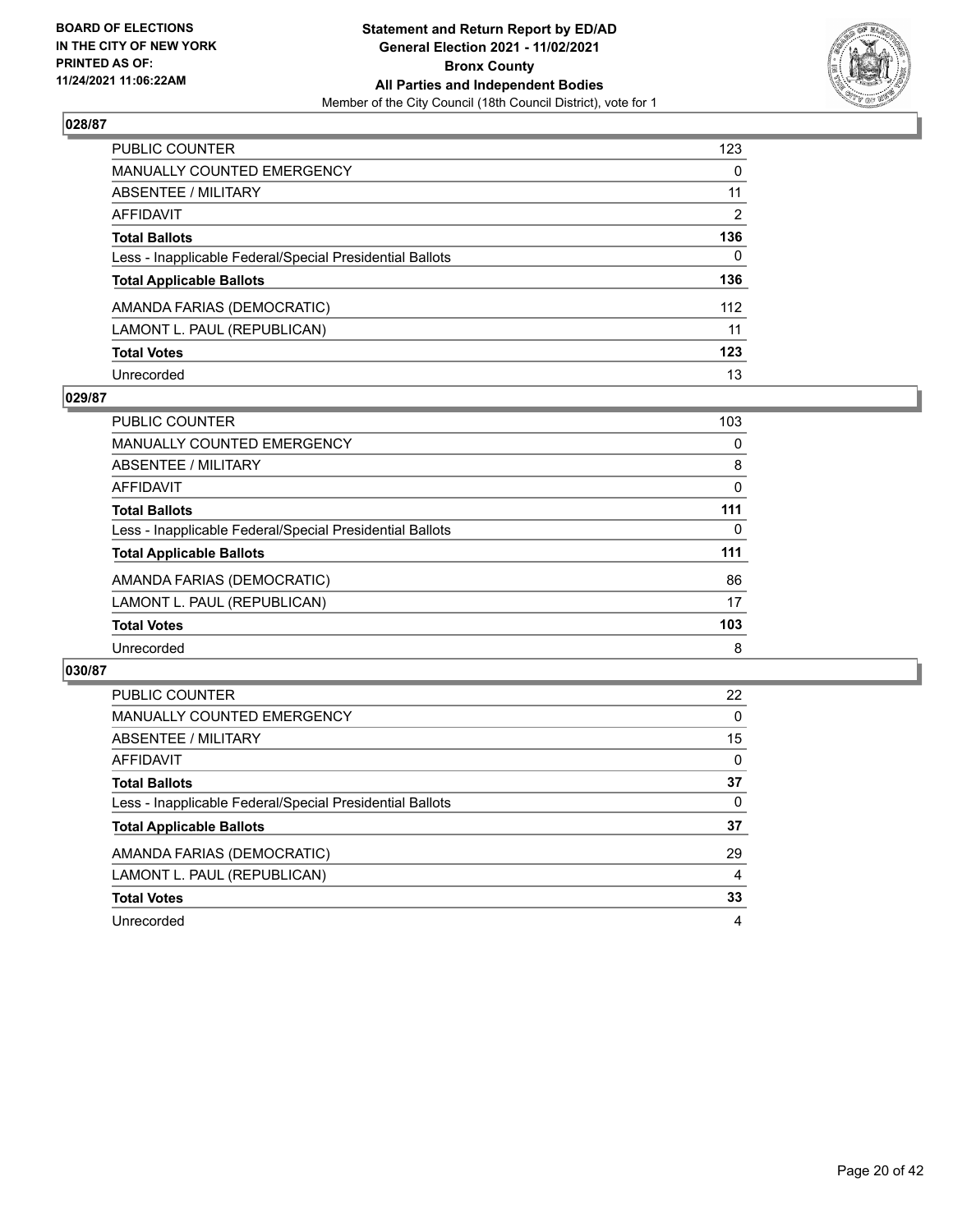### 028/87

| | |
|---|---|
| PUBLIC COUNTER | 123 |
| MANUALLY COUNTED EMERGENCY | 0 |
| ABSENTEE / MILITARY | 11 |
| AFFIDAVIT | 2 |
| **Total Ballots** | **136** |
| Less - Inapplicable Federal/Special Presidential Ballots | 0 |
| **Total Applicable Ballots** | **136** |
| AMANDA FARIAS (DEMOCRATIC) | 112 |
| LAMONT L. PAUL (REPUBLICAN) | 11 |
| **Total Votes** | **123** |
| Unrecorded | 13 |

### 029/87

| | |
|---|---|
| PUBLIC COUNTER | 103 |
| MANUALLY COUNTED EMERGENCY | 0 |
| ABSENTEE / MILITARY | 8 |
| AFFIDAVIT | 0 |
| **Total Ballots** | **111** |
| Less - Inapplicable Federal/Special Presidential Ballots | 0 |
| **Total Applicable Ballots** | **111** |
| AMANDA FARIAS (DEMOCRATIC) | 86 |
| LAMONT L. PAUL (REPUBLICAN) | 17 |
| **Total Votes** | **103** |
| Unrecorded | 8 |

### 030/87

| | |
|---|---|
| PUBLIC COUNTER | 22 |
| MANUALLY COUNTED EMERGENCY | 0 |
| ABSENTEE / MILITARY | 15 |
| AFFIDAVIT | 0 |
| **Total Ballots** | **37** |
| Less - Inapplicable Federal/Special Presidential Ballots | 0 |
| **Total Applicable Ballots** | **37** |
| AMANDA FARIAS (DEMOCRATIC) | 29 |
| LAMONT L. PAUL (REPUBLICAN) | 4 |
| **Total Votes** | **33** |
| Unrecorded | 4 |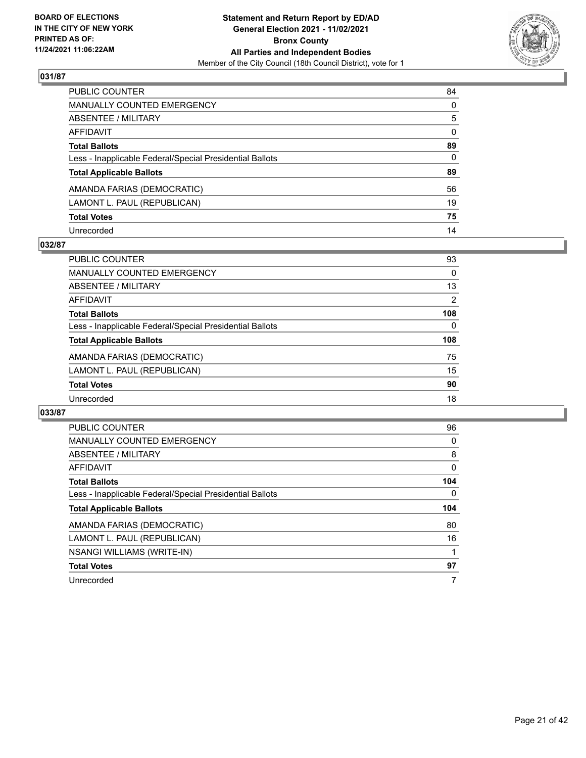BOARD OF ELECTIONS
IN THE CITY OF NEW YORK
PRINTED AS OF:
11/24/2021 11:06:22AM

**Statement and Return Report by ED/AD**
**General Election 2021 - 11/02/2021**
**Bronx County**
**All Parties and Independent Bodies**
Member of the City Council (18th Council District), vote for 1

### 031/87

| | |
|---|---|
| PUBLIC COUNTER | 84 |
| MANUALLY COUNTED EMERGENCY | 0 |
| ABSENTEE / MILITARY | 5 |
| AFFIDAVIT | 0 |
| **Total Ballots** | **89** |
| Less - Inapplicable Federal/Special Presidential Ballots | 0 |
| **Total Applicable Ballots** | **89** |
| AMANDA FARIAS (DEMOCRATIC) | 56 |
| LAMONT L. PAUL (REPUBLICAN) | 19 |
| **Total Votes** | **75** |
| Unrecorded | 14 |

### 032/87

| | |
|---|---|
| PUBLIC COUNTER | 93 |
| MANUALLY COUNTED EMERGENCY | 0 |
| ABSENTEE / MILITARY | 13 |
| AFFIDAVIT | 2 |
| **Total Ballots** | **108** |
| Less - Inapplicable Federal/Special Presidential Ballots | 0 |
| **Total Applicable Ballots** | **108** |
| AMANDA FARIAS (DEMOCRATIC) | 75 |
| LAMONT L. PAUL (REPUBLICAN) | 15 |
| **Total Votes** | **90** |
| Unrecorded | 18 |

### 033/87

| | |
|---|---|
| PUBLIC COUNTER | 96 |
| MANUALLY COUNTED EMERGENCY | 0 |
| ABSENTEE / MILITARY | 8 |
| AFFIDAVIT | 0 |
| **Total Ballots** | **104** |
| Less - Inapplicable Federal/Special Presidential Ballots | 0 |
| **Total Applicable Ballots** | **104** |
| AMANDA FARIAS (DEMOCRATIC) | 80 |
| LAMONT L. PAUL (REPUBLICAN) | 16 |
| NSANGI WILLIAMS (WRITE-IN) | 1 |
| **Total Votes** | **97** |
| Unrecorded | 7 |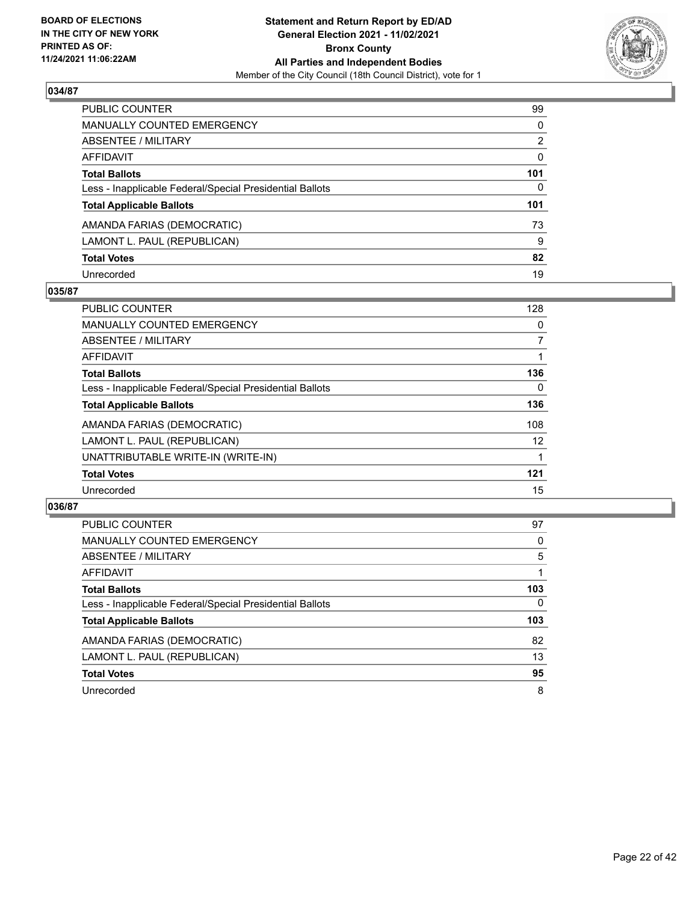BOARD OF ELECTIONS
IN THE CITY OF NEW YORK
PRINTED AS OF:
11/24/2021 11:06:22AM

**Statement and Return Report by ED/AD**
**General Election 2021 - 11/02/2021**
**Bronx County**
**All Parties and Independent Bodies**
Member of the City Council (18th Council District), vote for 1

## 034/87

| | |
|---|---|
| PUBLIC COUNTER | 99 |
| MANUALLY COUNTED EMERGENCY | 0 |
| ABSENTEE / MILITARY | 2 |
| AFFIDAVIT | 0 |
| **Total Ballots** | **101** |
| Less - Inapplicable Federal/Special Presidential Ballots | 0 |
| **Total Applicable Ballots** | **101** |
| AMANDA FARIAS (DEMOCRATIC) | 73 |
| LAMONT L. PAUL (REPUBLICAN) | 9 |
| **Total Votes** | **82** |
| Unrecorded | 19 |

## 035/87

| | |
|---|---|
| PUBLIC COUNTER | 128 |
| MANUALLY COUNTED EMERGENCY | 0 |
| ABSENTEE / MILITARY | 7 |
| AFFIDAVIT | 1 |
| **Total Ballots** | **136** |
| Less - Inapplicable Federal/Special Presidential Ballots | 0 |
| **Total Applicable Ballots** | **136** |
| AMANDA FARIAS (DEMOCRATIC) | 108 |
| LAMONT L. PAUL (REPUBLICAN) | 12 |
| UNATTRIBUTABLE WRITE-IN (WRITE-IN) | 1 |
| **Total Votes** | **121** |
| Unrecorded | 15 |

## 036/87

| | |
|---|---|
| PUBLIC COUNTER | 97 |
| MANUALLY COUNTED EMERGENCY | 0 |
| ABSENTEE / MILITARY | 5 |
| AFFIDAVIT | 1 |
| **Total Ballots** | **103** |
| Less - Inapplicable Federal/Special Presidential Ballots | 0 |
| **Total Applicable Ballots** | **103** |
| AMANDA FARIAS (DEMOCRATIC) | 82 |
| LAMONT L. PAUL (REPUBLICAN) | 13 |
| **Total Votes** | **95** |
| Unrecorded | 8 |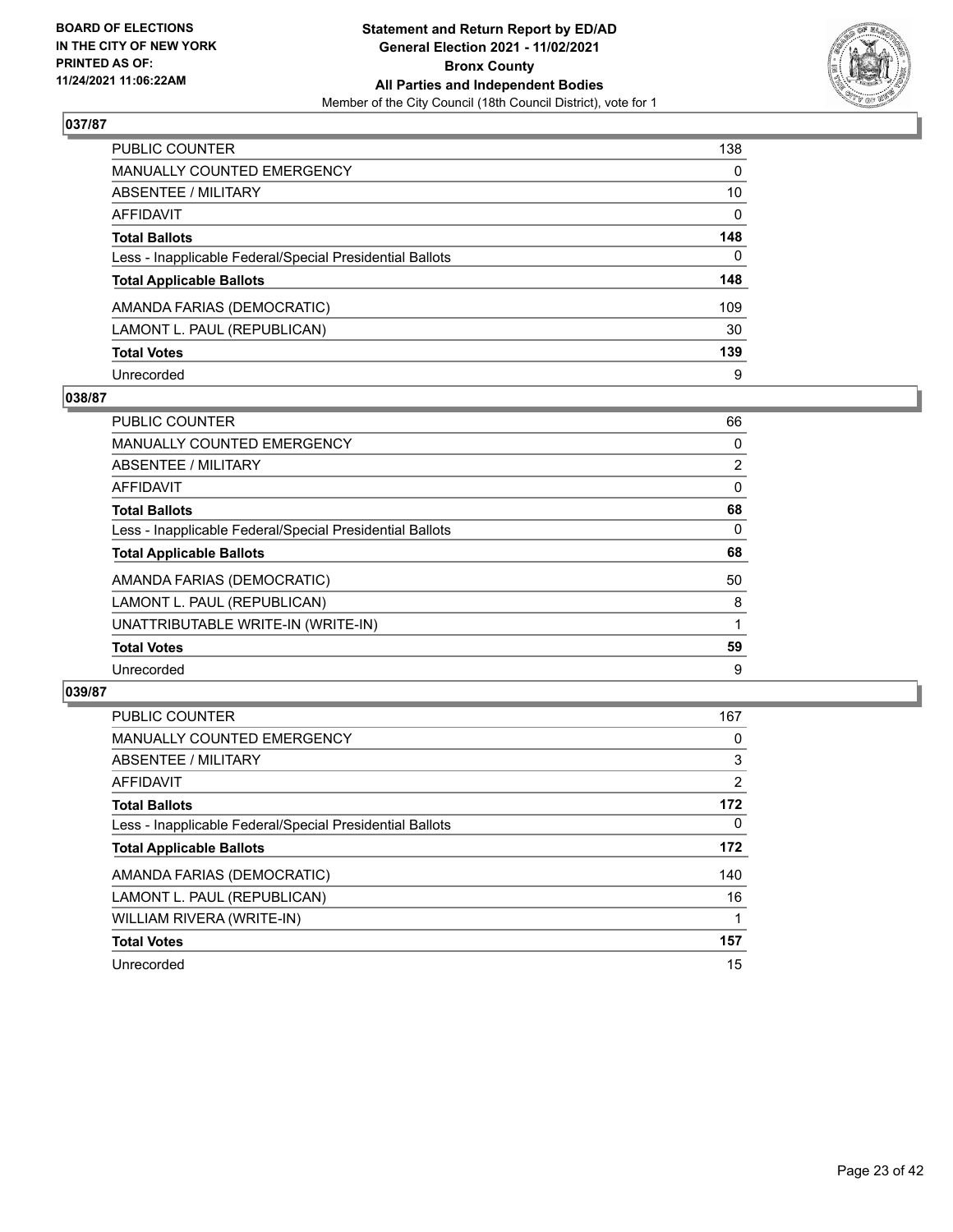**BOARD OF ELECTIONS IN THE CITY OF NEW YORK PRINTED AS OF: 11/24/2021 11:06:22AM**

**Statement and Return Report by ED/AD General Election 2021 - 11/02/2021 Bronx County All Parties and Independent Bodies**

Member of the City Council (18th Council District), vote for 1

## 037/87

| | |
|---|---|
| PUBLIC COUNTER | 138 |
| MANUALLY COUNTED EMERGENCY | 0 |
| ABSENTEE / MILITARY | 10 |
| AFFIDAVIT | 0 |
| **Total Ballots** | **148** |
| Less - Inapplicable Federal/Special Presidential Ballots | 0 |
| **Total Applicable Ballots** | **148** |
| AMANDA FARIAS (DEMOCRATIC) | 109 |
| LAMONT L. PAUL (REPUBLICAN) | 30 |
| **Total Votes** | **139** |
| Unrecorded | 9 |

## 038/87

| | |
|---|---|
| PUBLIC COUNTER | 66 |
| MANUALLY COUNTED EMERGENCY | 0 |
| ABSENTEE / MILITARY | 2 |
| AFFIDAVIT | 0 |
| **Total Ballots** | **68** |
| Less - Inapplicable Federal/Special Presidential Ballots | 0 |
| **Total Applicable Ballots** | **68** |
| AMANDA FARIAS (DEMOCRATIC) | 50 |
| LAMONT L. PAUL (REPUBLICAN) | 8 |
| UNATTRIBUTABLE WRITE-IN (WRITE-IN) | 1 |
| **Total Votes** | **59** |
| Unrecorded | 9 |

## 039/87

| | |
|---|---|
| PUBLIC COUNTER | 167 |
| MANUALLY COUNTED EMERGENCY | 0 |
| ABSENTEE / MILITARY | 3 |
| AFFIDAVIT | 2 |
| **Total Ballots** | **172** |
| Less - Inapplicable Federal/Special Presidential Ballots | 0 |
| **Total Applicable Ballots** | **172** |
| AMANDA FARIAS (DEMOCRATIC) | 140 |
| LAMONT L. PAUL (REPUBLICAN) | 16 |
| WILLIAM RIVERA (WRITE-IN) | 1 |
| **Total Votes** | **157** |
| Unrecorded | 15 |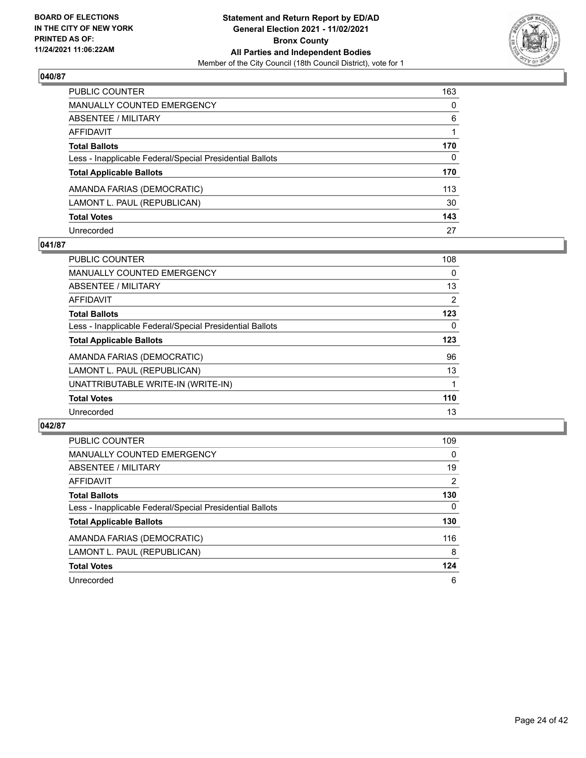**BOARD OF ELECTIONS IN THE CITY OF NEW YORK PRINTED AS OF: 11/24/2021 11:06:22AM**

**Statement and Return Report by ED/AD General Election 2021 - 11/02/2021 Bronx County All Parties and Independent Bodies**
Member of the City Council (18th Council District), vote for 1

## 040/87

| | |
|---|---|
| PUBLIC COUNTER | 163 |
| MANUALLY COUNTED EMERGENCY | 0 |
| ABSENTEE / MILITARY | 6 |
| AFFIDAVIT | 1 |
| **Total Ballots** | **170** |
| Less - Inapplicable Federal/Special Presidential Ballots | 0 |
| **Total Applicable Ballots** | **170** |
| AMANDA FARIAS (DEMOCRATIC) | 113 |
| LAMONT L. PAUL (REPUBLICAN) | 30 |
| **Total Votes** | **143** |
| Unrecorded | 27 |

## 041/87

| | |
|---|---|
| PUBLIC COUNTER | 108 |
| MANUALLY COUNTED EMERGENCY | 0 |
| ABSENTEE / MILITARY | 13 |
| AFFIDAVIT | 2 |
| **Total Ballots** | **123** |
| Less - Inapplicable Federal/Special Presidential Ballots | 0 |
| **Total Applicable Ballots** | **123** |
| AMANDA FARIAS (DEMOCRATIC) | 96 |
| LAMONT L. PAUL (REPUBLICAN) | 13 |
| UNATTRIBUTABLE WRITE-IN (WRITE-IN) | 1 |
| **Total Votes** | **110** |
| Unrecorded | 13 |

## 042/87

| | |
|---|---|
| PUBLIC COUNTER | 109 |
| MANUALLY COUNTED EMERGENCY | 0 |
| ABSENTEE / MILITARY | 19 |
| AFFIDAVIT | 2 |
| **Total Ballots** | **130** |
| Less - Inapplicable Federal/Special Presidential Ballots | 0 |
| **Total Applicable Ballots** | **130** |
| AMANDA FARIAS (DEMOCRATIC) | 116 |
| LAMONT L. PAUL (REPUBLICAN) | 8 |
| **Total Votes** | **124** |
| Unrecorded | 6 |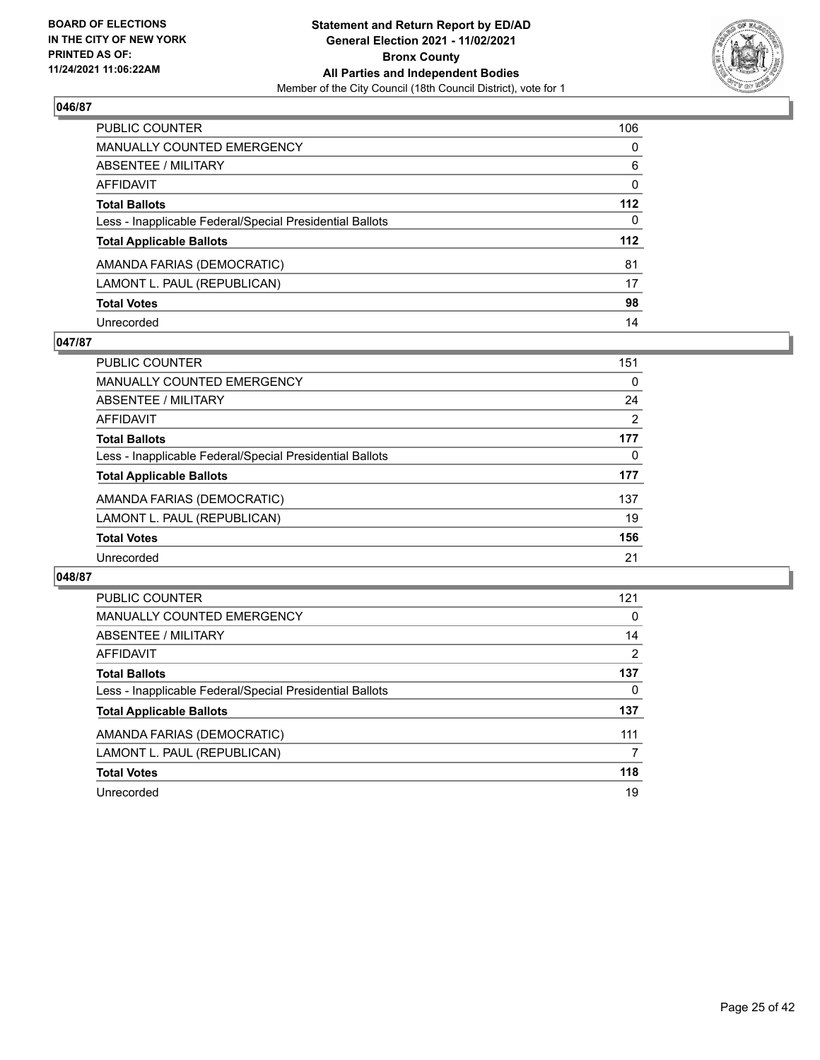BOARD OF ELECTIONS
IN THE CITY OF NEW YORK
PRINTED AS OF:
11/24/2021 11:06:22AM

**Statement and Return Report by ED/AD**
**General Election 2021 - 11/02/2021**
**Bronx County**
**All Parties and Independent Bodies**
Member of the City Council (18th Council District), vote for 1

### 046/87

| | |
|---|---|
| PUBLIC COUNTER | 106 |
| MANUALLY COUNTED EMERGENCY | 0 |
| ABSENTEE / MILITARY | 6 |
| AFFIDAVIT | 0 |
| **Total Ballots** | **112** |
| Less - Inapplicable Federal/Special Presidential Ballots | 0 |
| **Total Applicable Ballots** | **112** |
| AMANDA FARIAS (DEMOCRATIC) | 81 |
| LAMONT L. PAUL (REPUBLICAN) | 17 |
| **Total Votes** | **98** |
| Unrecorded | 14 |

### 047/87

| | |
|---|---|
| PUBLIC COUNTER | 151 |
| MANUALLY COUNTED EMERGENCY | 0 |
| ABSENTEE / MILITARY | 24 |
| AFFIDAVIT | 2 |
| **Total Ballots** | **177** |
| Less - Inapplicable Federal/Special Presidential Ballots | 0 |
| **Total Applicable Ballots** | **177** |
| AMANDA FARIAS (DEMOCRATIC) | 137 |
| LAMONT L. PAUL (REPUBLICAN) | 19 |
| **Total Votes** | **156** |
| Unrecorded | 21 |

### 048/87

| | |
|---|---|
| PUBLIC COUNTER | 121 |
| MANUALLY COUNTED EMERGENCY | 0 |
| ABSENTEE / MILITARY | 14 |
| AFFIDAVIT | 2 |
| **Total Ballots** | **137** |
| Less - Inapplicable Federal/Special Presidential Ballots | 0 |
| **Total Applicable Ballots** | **137** |
| AMANDA FARIAS (DEMOCRATIC) | 111 |
| LAMONT L. PAUL (REPUBLICAN) | 7 |
| **Total Votes** | **118** |
| Unrecorded | 19 |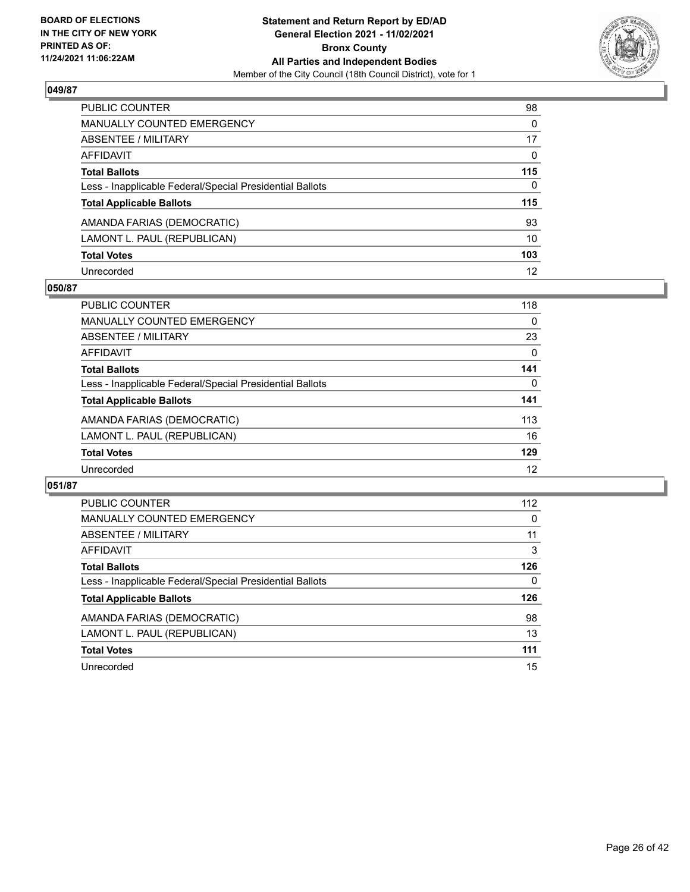**BOARD OF ELECTIONS IN THE CITY OF NEW YORK PRINTED AS OF: 11/24/2021 11:06:22AM**

**Statement and Return Report by ED/AD**
**General Election 2021 - 11/02/2021**
**Bronx County**
**All Parties and Independent Bodies**
Member of the City Council (18th Council District), vote for 1

## 049/87

| | |
|---|---|
| PUBLIC COUNTER | 98 |
| MANUALLY COUNTED EMERGENCY | 0 |
| ABSENTEE / MILITARY | 17 |
| AFFIDAVIT | 0 |
| **Total Ballots** | **115** |
| Less - Inapplicable Federal/Special Presidential Ballots | 0 |
| **Total Applicable Ballots** | **115** |
| AMANDA FARIAS (DEMOCRATIC) | 93 |
| LAMONT L. PAUL (REPUBLICAN) | 10 |
| **Total Votes** | **103** |
| Unrecorded | 12 |

## 050/87

| | |
|---|---|
| PUBLIC COUNTER | 118 |
| MANUALLY COUNTED EMERGENCY | 0 |
| ABSENTEE / MILITARY | 23 |
| AFFIDAVIT | 0 |
| **Total Ballots** | **141** |
| Less - Inapplicable Federal/Special Presidential Ballots | 0 |
| **Total Applicable Ballots** | **141** |
| AMANDA FARIAS (DEMOCRATIC) | 113 |
| LAMONT L. PAUL (REPUBLICAN) | 16 |
| **Total Votes** | **129** |
| Unrecorded | 12 |

## 051/87

| | |
|---|---|
| PUBLIC COUNTER | 112 |
| MANUALLY COUNTED EMERGENCY | 0 |
| ABSENTEE / MILITARY | 11 |
| AFFIDAVIT | 3 |
| **Total Ballots** | **126** |
| Less - Inapplicable Federal/Special Presidential Ballots | 0 |
| **Total Applicable Ballots** | **126** |
| AMANDA FARIAS (DEMOCRATIC) | 98 |
| LAMONT L. PAUL (REPUBLICAN) | 13 |
| **Total Votes** | **111** |
| Unrecorded | 15 |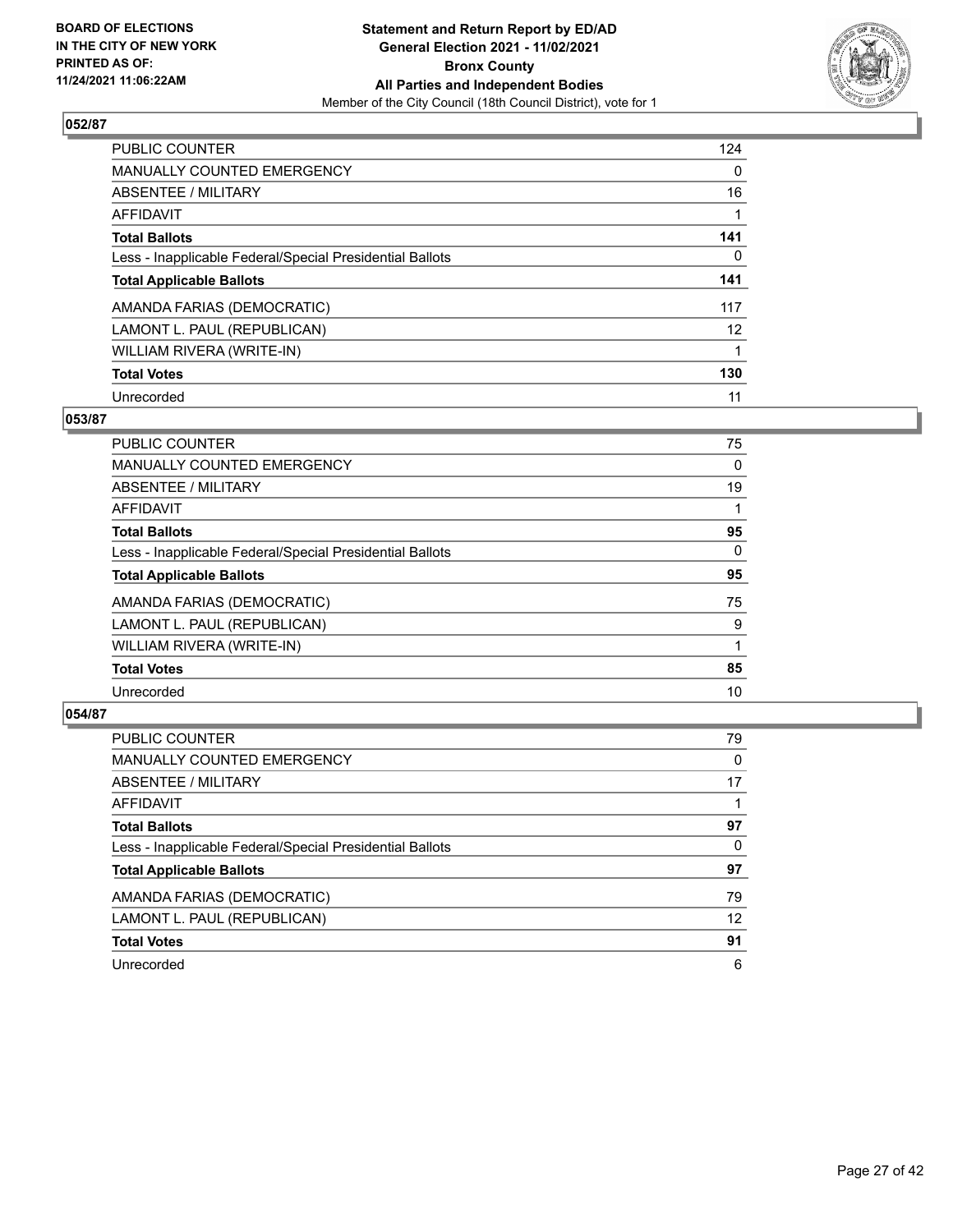**BOARD OF ELECTIONS IN THE CITY OF NEW YORK PRINTED AS OF: 11/24/2021 11:06:22AM**

**Statement and Return Report by ED/AD General Election 2021 - 11/02/2021 Bronx County All Parties and Independent Bodies**

Member of the City Council (18th Council District), vote for 1

### 052/87

| | |
|---|---|
| PUBLIC COUNTER | 124 |
| MANUALLY COUNTED EMERGENCY | 0 |
| ABSENTEE / MILITARY | 16 |
| AFFIDAVIT | 1 |
| **Total Ballots** | **141** |
| Less - Inapplicable Federal/Special Presidential Ballots | 0 |
| **Total Applicable Ballots** | **141** |
| AMANDA FARIAS (DEMOCRATIC) | 117 |
| LAMONT L. PAUL (REPUBLICAN) | 12 |
| WILLIAM RIVERA (WRITE-IN) | 1 |
| **Total Votes** | **130** |
| Unrecorded | 11 |

### 053/87

| | |
|---|---|
| PUBLIC COUNTER | 75 |
| MANUALLY COUNTED EMERGENCY | 0 |
| ABSENTEE / MILITARY | 19 |
| AFFIDAVIT | 1 |
| **Total Ballots** | **95** |
| Less - Inapplicable Federal/Special Presidential Ballots | 0 |
| **Total Applicable Ballots** | **95** |
| AMANDA FARIAS (DEMOCRATIC) | 75 |
| LAMONT L. PAUL (REPUBLICAN) | 9 |
| WILLIAM RIVERA (WRITE-IN) | 1 |
| **Total Votes** | **85** |
| Unrecorded | 10 |

### 054/87

| | |
|---|---|
| PUBLIC COUNTER | 79 |
| MANUALLY COUNTED EMERGENCY | 0 |
| ABSENTEE / MILITARY | 17 |
| AFFIDAVIT | 1 |
| **Total Ballots** | **97** |
| Less - Inapplicable Federal/Special Presidential Ballots | 0 |
| **Total Applicable Ballots** | **97** |
| AMANDA FARIAS (DEMOCRATIC) | 79 |
| LAMONT L. PAUL (REPUBLICAN) | 12 |
| **Total Votes** | **91** |
| Unrecorded | 6 |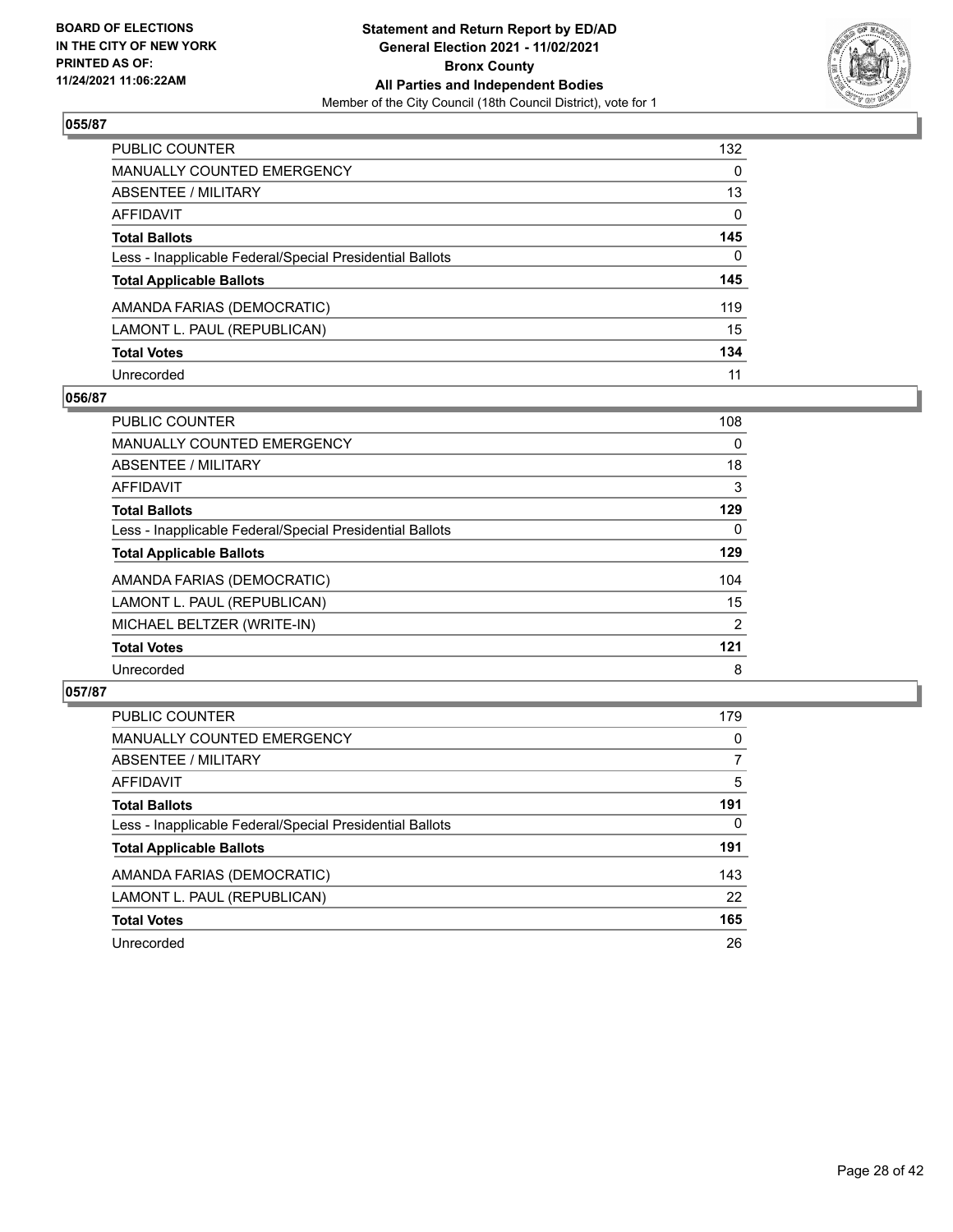## 055/87

| | |
|---|---|
| PUBLIC COUNTER | 132 |
| MANUALLY COUNTED EMERGENCY | 0 |
| ABSENTEE / MILITARY | 13 |
| AFFIDAVIT | 0 |
| **Total Ballots** | **145** |
| Less - Inapplicable Federal/Special Presidential Ballots | 0 |
| **Total Applicable Ballots** | **145** |
| AMANDA FARIAS (DEMOCRATIC) | 119 |
| LAMONT L. PAUL (REPUBLICAN) | 15 |
| **Total Votes** | **134** |
| Unrecorded | 11 |

## 056/87

| | |
|---|---|
| PUBLIC COUNTER | 108 |
| MANUALLY COUNTED EMERGENCY | 0 |
| ABSENTEE / MILITARY | 18 |
| AFFIDAVIT | 3 |
| **Total Ballots** | **129** |
| Less - Inapplicable Federal/Special Presidential Ballots | 0 |
| **Total Applicable Ballots** | **129** |
| AMANDA FARIAS (DEMOCRATIC) | 104 |
| LAMONT L. PAUL (REPUBLICAN) | 15 |
| MICHAEL BELTZER (WRITE-IN) | 2 |
| **Total Votes** | **121** |
| Unrecorded | 8 |

## 057/87

| | |
|---|---|
| PUBLIC COUNTER | 179 |
| MANUALLY COUNTED EMERGENCY | 0 |
| ABSENTEE / MILITARY | 7 |
| AFFIDAVIT | 5 |
| **Total Ballots** | **191** |
| Less - Inapplicable Federal/Special Presidential Ballots | 0 |
| **Total Applicable Ballots** | **191** |
| AMANDA FARIAS (DEMOCRATIC) | 143 |
| LAMONT L. PAUL (REPUBLICAN) | 22 |
| **Total Votes** | **165** |
| Unrecorded | 26 |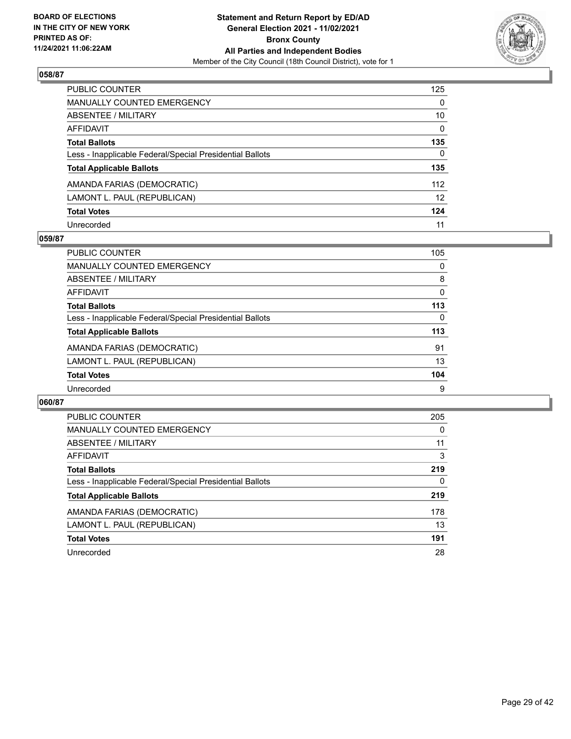**BOARD OF ELECTIONS IN THE CITY OF NEW YORK PRINTED AS OF: 11/24/2021 11:06:22AM**

**Statement and Return Report by ED/AD General Election 2021 - 11/02/2021 Bronx County All Parties and Independent Bodies**
Member of the City Council (18th Council District), vote for 1

## 058/87

| | |
|---|---|
| PUBLIC COUNTER | 125 |
| MANUALLY COUNTED EMERGENCY | 0 |
| ABSENTEE / MILITARY | 10 |
| AFFIDAVIT | 0 |
| **Total Ballots** | **135** |
| Less - Inapplicable Federal/Special Presidential Ballots | 0 |
| **Total Applicable Ballots** | **135** |
| AMANDA FARIAS (DEMOCRATIC) | 112 |
| LAMONT L. PAUL (REPUBLICAN) | 12 |
| **Total Votes** | **124** |
| Unrecorded | 11 |

## 059/87

| | |
|---|---|
| PUBLIC COUNTER | 105 |
| MANUALLY COUNTED EMERGENCY | 0 |
| ABSENTEE / MILITARY | 8 |
| AFFIDAVIT | 0 |
| **Total Ballots** | **113** |
| Less - Inapplicable Federal/Special Presidential Ballots | 0 |
| **Total Applicable Ballots** | **113** |
| AMANDA FARIAS (DEMOCRATIC) | 91 |
| LAMONT L. PAUL (REPUBLICAN) | 13 |
| **Total Votes** | **104** |
| Unrecorded | 9 |

## 060/87

| | |
|---|---|
| PUBLIC COUNTER | 205 |
| MANUALLY COUNTED EMERGENCY | 0 |
| ABSENTEE / MILITARY | 11 |
| AFFIDAVIT | 3 |
| **Total Ballots** | **219** |
| Less - Inapplicable Federal/Special Presidential Ballots | 0 |
| **Total Applicable Ballots** | **219** |
| AMANDA FARIAS (DEMOCRATIC) | 178 |
| LAMONT L. PAUL (REPUBLICAN) | 13 |
| **Total Votes** | **191** |
| Unrecorded | 28 |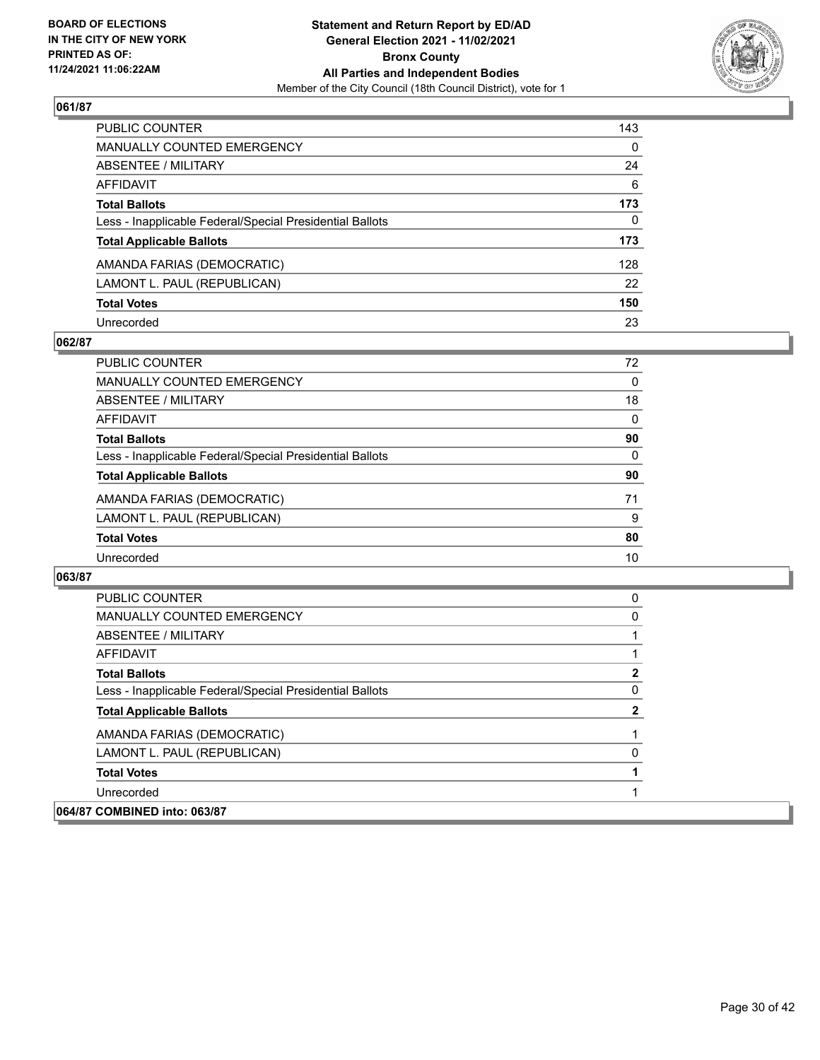**BOARD OF ELECTIONS IN THE CITY OF NEW YORK PRINTED AS OF: 11/24/2021 11:06:22AM**

**Statement and Return Report by ED/AD General Election 2021 - 11/02/2021 Bronx County All Parties and Independent Bodies**

Member of the City Council (18th Council District), vote for 1

## 061/87

| | |
|---|---|
| PUBLIC COUNTER | 143 |
| MANUALLY COUNTED EMERGENCY | 0 |
| ABSENTEE / MILITARY | 24 |
| AFFIDAVIT | 6 |
| **Total Ballots** | **173** |
| Less - Inapplicable Federal/Special Presidential Ballots | 0 |
| **Total Applicable Ballots** | **173** |
| AMANDA FARIAS (DEMOCRATIC) | 128 |
| LAMONT L. PAUL (REPUBLICAN) | 22 |
| **Total Votes** | **150** |
| Unrecorded | 23 |

## 062/87

| | |
|---|---|
| PUBLIC COUNTER | 72 |
| MANUALLY COUNTED EMERGENCY | 0 |
| ABSENTEE / MILITARY | 18 |
| AFFIDAVIT | 0 |
| **Total Ballots** | **90** |
| Less - Inapplicable Federal/Special Presidential Ballots | 0 |
| **Total Applicable Ballots** | **90** |
| AMANDA FARIAS (DEMOCRATIC) | 71 |
| LAMONT L. PAUL (REPUBLICAN) | 9 |
| **Total Votes** | **80** |
| Unrecorded | 10 |

## 063/87

| | |
|---|---|
| PUBLIC COUNTER | 0 |
| MANUALLY COUNTED EMERGENCY | 0 |
| ABSENTEE / MILITARY | 1 |
| AFFIDAVIT | 1 |
| **Total Ballots** | **2** |
| Less - Inapplicable Federal/Special Presidential Ballots | 0 |
| **Total Applicable Ballots** | **2** |
| AMANDA FARIAS (DEMOCRATIC) | 1 |
| LAMONT L. PAUL (REPUBLICAN) | 0 |
| **Total Votes** | **1** |
| Unrecorded | 1 |

## 064/87 COMBINED into: 063/87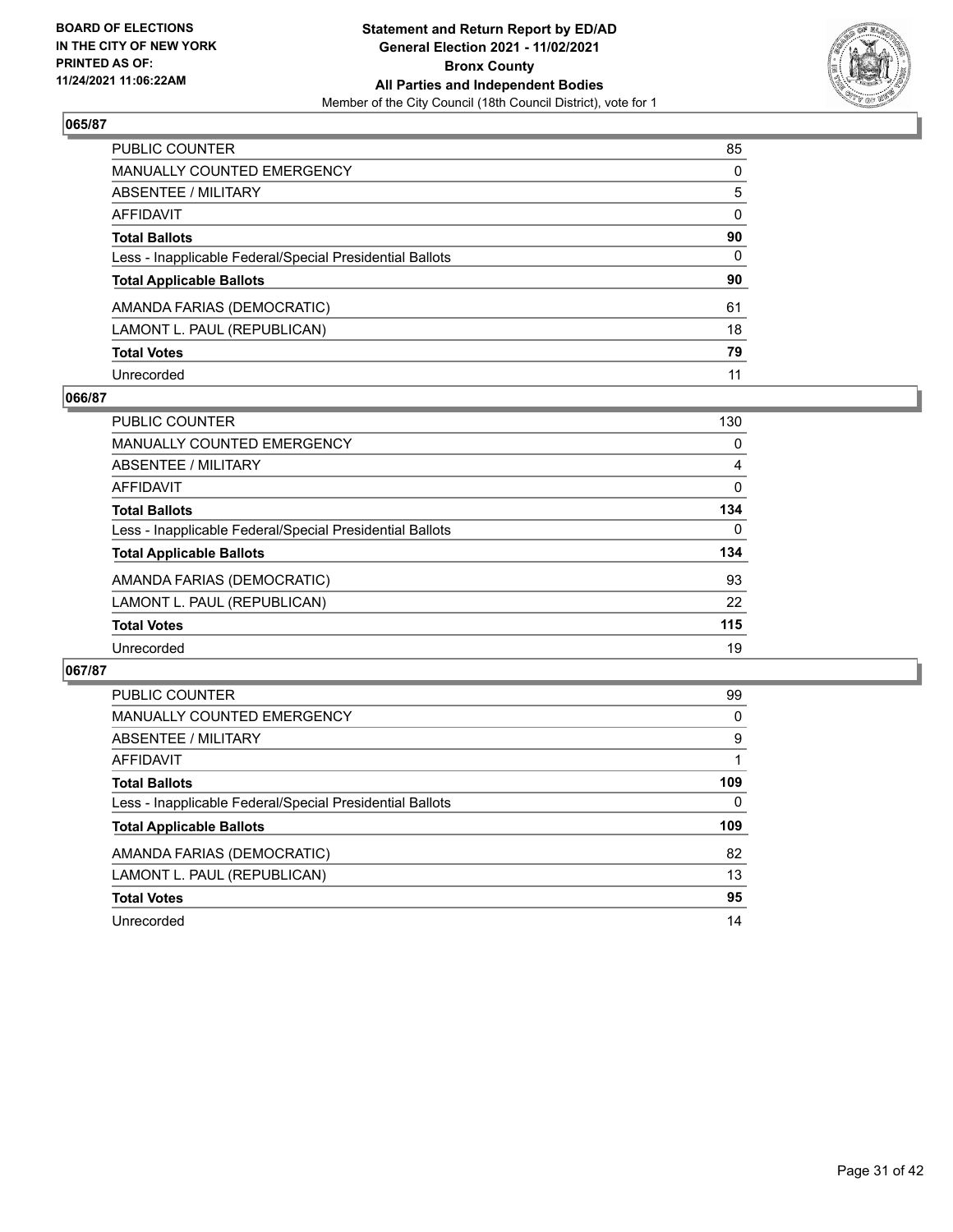**BOARD OF ELECTIONS IN THE CITY OF NEW YORK PRINTED AS OF: 11/24/2021 11:06:22AM**

**Statement and Return Report by ED/AD**
**General Election 2021 - 11/02/2021**
**Bronx County**
**All Parties and Independent Bodies**
Member of the City Council (18th Council District), vote for 1

## 065/87

| | |
|---|---|
| PUBLIC COUNTER | 85 |
| MANUALLY COUNTED EMERGENCY | 0 |
| ABSENTEE / MILITARY | 5 |
| AFFIDAVIT | 0 |
| **Total Ballots** | **90** |
| Less - Inapplicable Federal/Special Presidential Ballots | 0 |
| **Total Applicable Ballots** | **90** |
| AMANDA FARIAS (DEMOCRATIC) | 61 |
| LAMONT L. PAUL (REPUBLICAN) | 18 |
| **Total Votes** | **79** |
| Unrecorded | 11 |

## 066/87

| | |
|---|---|
| PUBLIC COUNTER | 130 |
| MANUALLY COUNTED EMERGENCY | 0 |
| ABSENTEE / MILITARY | 4 |
| AFFIDAVIT | 0 |
| **Total Ballots** | **134** |
| Less - Inapplicable Federal/Special Presidential Ballots | 0 |
| **Total Applicable Ballots** | **134** |
| AMANDA FARIAS (DEMOCRATIC) | 93 |
| LAMONT L. PAUL (REPUBLICAN) | 22 |
| **Total Votes** | **115** |
| Unrecorded | 19 |

## 067/87

| | |
|---|---|
| PUBLIC COUNTER | 99 |
| MANUALLY COUNTED EMERGENCY | 0 |
| ABSENTEE / MILITARY | 9 |
| AFFIDAVIT | 1 |
| **Total Ballots** | **109** |
| Less - Inapplicable Federal/Special Presidential Ballots | 0 |
| **Total Applicable Ballots** | **109** |
| AMANDA FARIAS (DEMOCRATIC) | 82 |
| LAMONT L. PAUL (REPUBLICAN) | 13 |
| **Total Votes** | **95** |
| Unrecorded | 14 |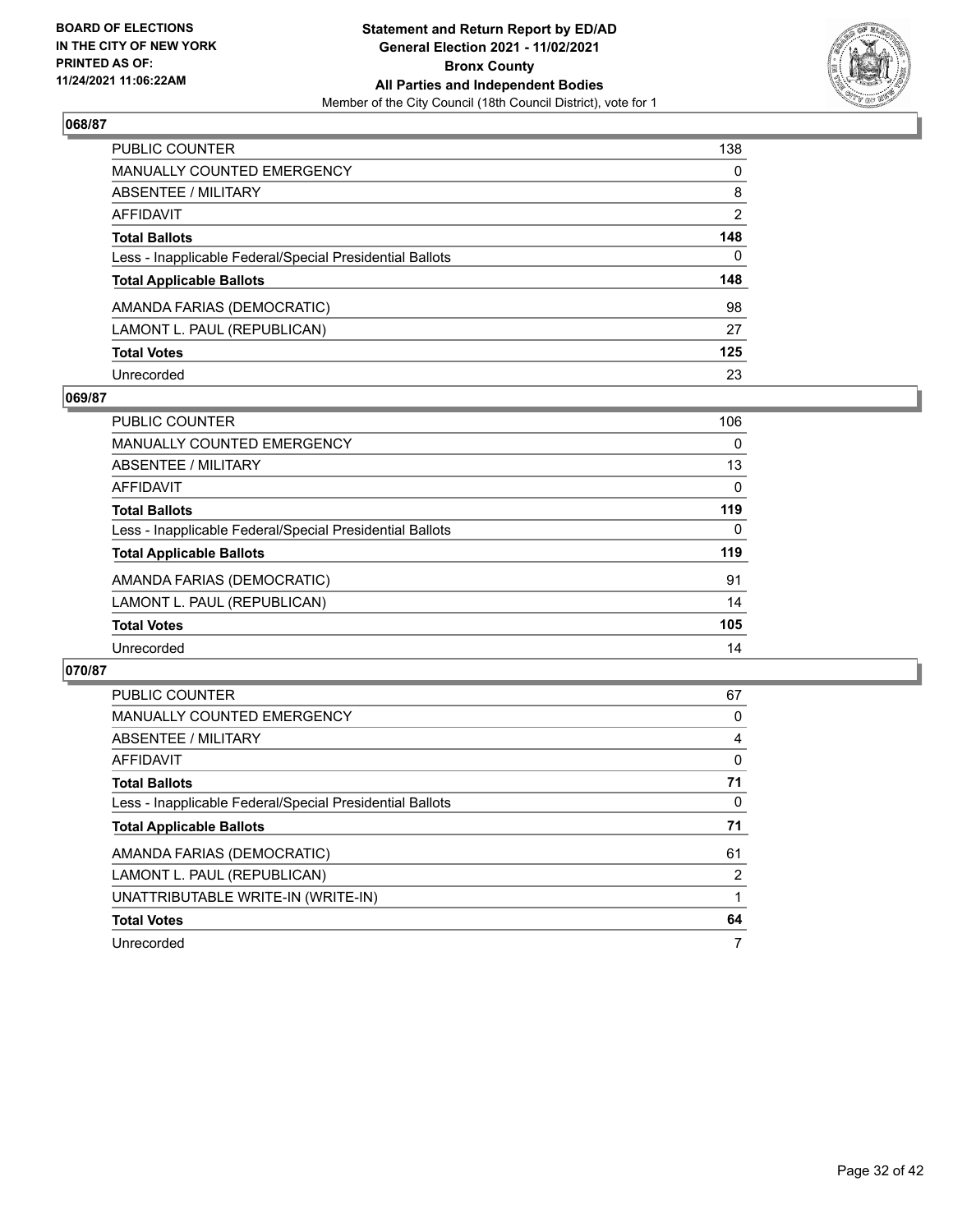**BOARD OF ELECTIONS IN THE CITY OF NEW YORK PRINTED AS OF: 11/24/2021 11:06:22AM**

**Statement and Return Report by ED/AD General Election 2021 - 11/02/2021 Bronx County All Parties and Independent Bodies**

Member of the City Council (18th Council District), vote for 1

### 068/87

| | |
|---|---|
| PUBLIC COUNTER | 138 |
| MANUALLY COUNTED EMERGENCY | 0 |
| ABSENTEE / MILITARY | 8 |
| AFFIDAVIT | 2 |
| **Total Ballots** | **148** |
| Less - Inapplicable Federal/Special Presidential Ballots | 0 |
| **Total Applicable Ballots** | **148** |
| AMANDA FARIAS (DEMOCRATIC) | 98 |
| LAMONT L. PAUL (REPUBLICAN) | 27 |
| **Total Votes** | **125** |
| Unrecorded | 23 |

### 069/87

| | |
|---|---|
| PUBLIC COUNTER | 106 |
| MANUALLY COUNTED EMERGENCY | 0 |
| ABSENTEE / MILITARY | 13 |
| AFFIDAVIT | 0 |
| **Total Ballots** | **119** |
| Less - Inapplicable Federal/Special Presidential Ballots | 0 |
| **Total Applicable Ballots** | **119** |
| AMANDA FARIAS (DEMOCRATIC) | 91 |
| LAMONT L. PAUL (REPUBLICAN) | 14 |
| **Total Votes** | **105** |
| Unrecorded | 14 |

### 070/87

| | |
|---|---|
| PUBLIC COUNTER | 67 |
| MANUALLY COUNTED EMERGENCY | 0 |
| ABSENTEE / MILITARY | 4 |
| AFFIDAVIT | 0 |
| **Total Ballots** | **71** |
| Less - Inapplicable Federal/Special Presidential Ballots | 0 |
| **Total Applicable Ballots** | **71** |
| AMANDA FARIAS (DEMOCRATIC) | 61 |
| LAMONT L. PAUL (REPUBLICAN) | 2 |
| UNATTRIBUTABLE WRITE-IN (WRITE-IN) | 1 |
| **Total Votes** | **64** |
| Unrecorded | 7 |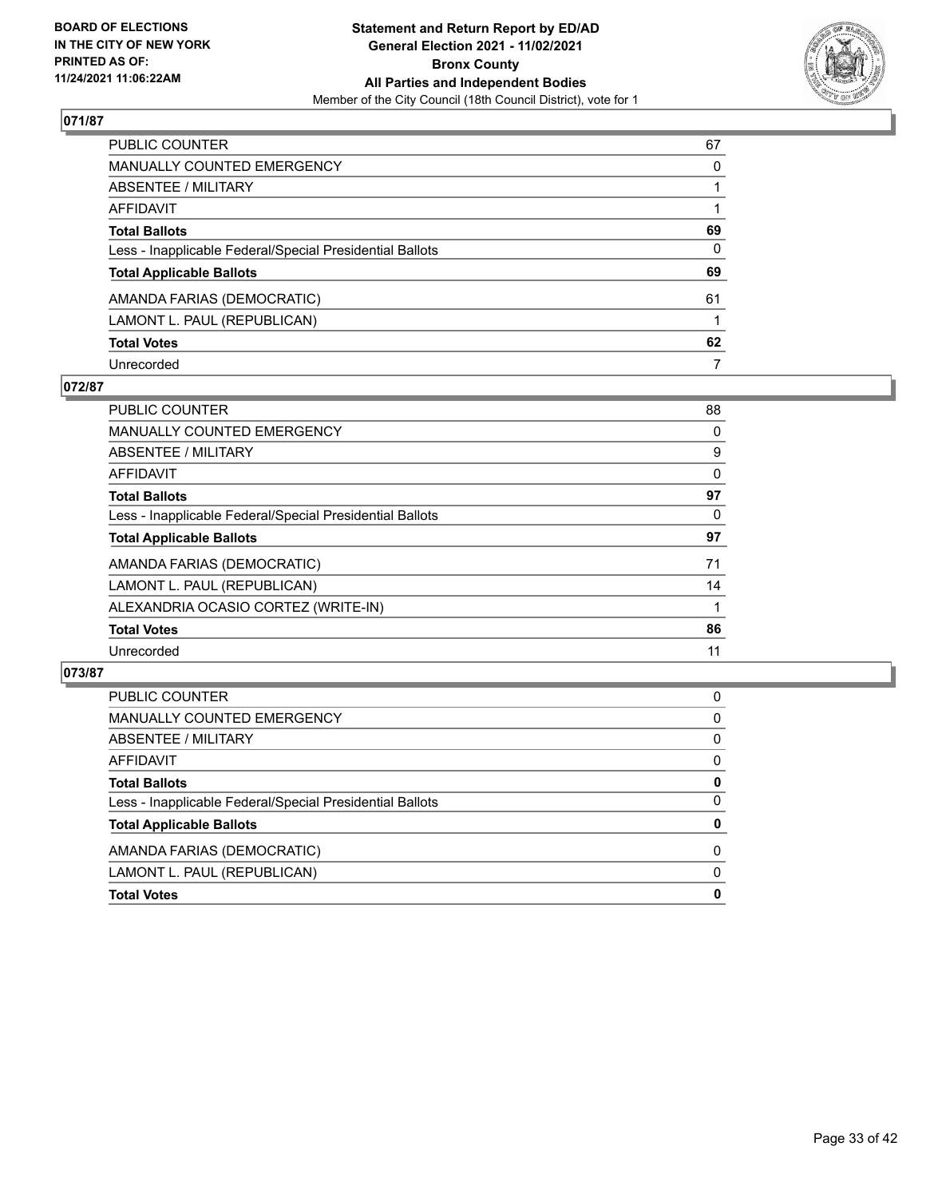**BOARD OF ELECTIONS IN THE CITY OF NEW YORK PRINTED AS OF: 11/24/2021 11:06:22AM**

**Statement and Return Report by ED/AD General Election 2021 - 11/02/2021 Bronx County All Parties and Independent Bodies**
Member of the City Council (18th Council District), vote for 1

## 071/87

| | |
|---|---|
| PUBLIC COUNTER | 67 |
| MANUALLY COUNTED EMERGENCY | 0 |
| ABSENTEE / MILITARY | 1 |
| AFFIDAVIT | 1 |
| **Total Ballots** | **69** |
| Less - Inapplicable Federal/Special Presidential Ballots | 0 |
| **Total Applicable Ballots** | **69** |
| AMANDA FARIAS (DEMOCRATIC) | 61 |
| LAMONT L. PAUL (REPUBLICAN) | 1 |
| **Total Votes** | **62** |
| Unrecorded | 7 |

## 072/87

| | |
|---|---|
| PUBLIC COUNTER | 88 |
| MANUALLY COUNTED EMERGENCY | 0 |
| ABSENTEE / MILITARY | 9 |
| AFFIDAVIT | 0 |
| **Total Ballots** | **97** |
| Less - Inapplicable Federal/Special Presidential Ballots | 0 |
| **Total Applicable Ballots** | **97** |
| AMANDA FARIAS (DEMOCRATIC) | 71 |
| LAMONT L. PAUL (REPUBLICAN) | 14 |
| ALEXANDRIA OCASIO CORTEZ (WRITE-IN) | 1 |
| **Total Votes** | **86** |
| Unrecorded | 11 |

## 073/87

| | |
|---|---|
| PUBLIC COUNTER | 0 |
| MANUALLY COUNTED EMERGENCY | 0 |
| ABSENTEE / MILITARY | 0 |
| AFFIDAVIT | 0 |
| **Total Ballots** | **0** |
| Less - Inapplicable Federal/Special Presidential Ballots | 0 |
| **Total Applicable Ballots** | **0** |
| AMANDA FARIAS (DEMOCRATIC) | 0 |
| LAMONT L. PAUL (REPUBLICAN) | 0 |
| **Total Votes** | **0** |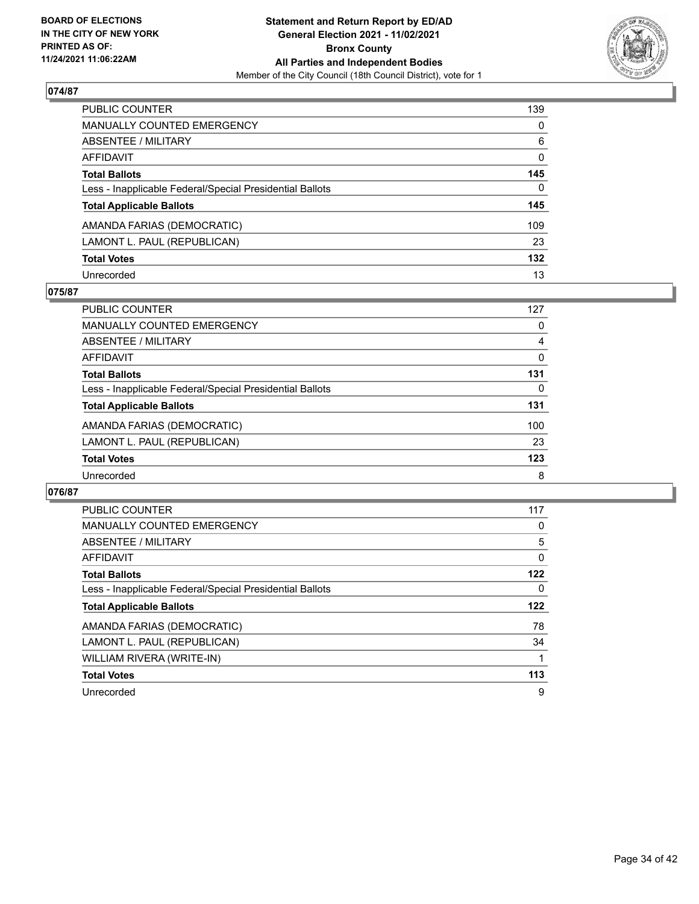BOARD OF ELECTIONS
IN THE CITY OF NEW YORK
PRINTED AS OF:
11/24/2021 11:06:22AM

**Statement and Return Report by ED/AD**
**General Election 2021 - 11/02/2021**
**Bronx County**
**All Parties and Independent Bodies**
Member of the City Council (18th Council District), vote for 1

## 074/87

| | |
|---|---|
| PUBLIC COUNTER | 139 |
| MANUALLY COUNTED EMERGENCY | 0 |
| ABSENTEE / MILITARY | 6 |
| AFFIDAVIT | 0 |
| **Total Ballots** | **145** |
| Less - Inapplicable Federal/Special Presidential Ballots | 0 |
| **Total Applicable Ballots** | **145** |
| AMANDA FARIAS (DEMOCRATIC) | 109 |
| LAMONT L. PAUL (REPUBLICAN) | 23 |
| **Total Votes** | **132** |
| Unrecorded | 13 |

## 075/87

| | |
|---|---|
| PUBLIC COUNTER | 127 |
| MANUALLY COUNTED EMERGENCY | 0 |
| ABSENTEE / MILITARY | 4 |
| AFFIDAVIT | 0 |
| **Total Ballots** | **131** |
| Less - Inapplicable Federal/Special Presidential Ballots | 0 |
| **Total Applicable Ballots** | **131** |
| AMANDA FARIAS (DEMOCRATIC) | 100 |
| LAMONT L. PAUL (REPUBLICAN) | 23 |
| **Total Votes** | **123** |
| Unrecorded | 8 |

## 076/87

| | |
|---|---|
| PUBLIC COUNTER | 117 |
| MANUALLY COUNTED EMERGENCY | 0 |
| ABSENTEE / MILITARY | 5 |
| AFFIDAVIT | 0 |
| **Total Ballots** | **122** |
| Less - Inapplicable Federal/Special Presidential Ballots | 0 |
| **Total Applicable Ballots** | **122** |
| AMANDA FARIAS (DEMOCRATIC) | 78 |
| LAMONT L. PAUL (REPUBLICAN) | 34 |
| WILLIAM RIVERA (WRITE-IN) | 1 |
| **Total Votes** | **113** |
| Unrecorded | 9 |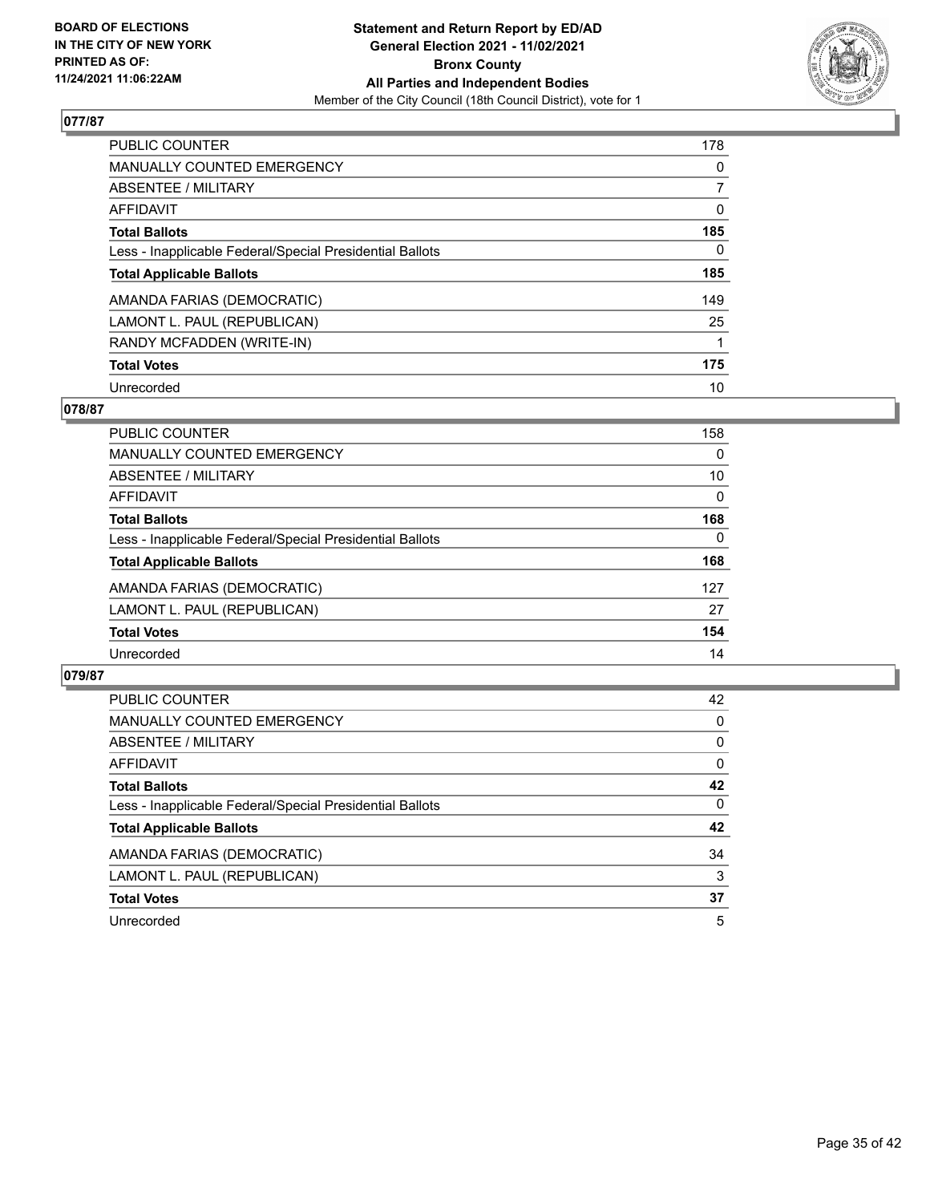## 077/87

| | |
|---|---|
| PUBLIC COUNTER | 178 |
| MANUALLY COUNTED EMERGENCY | 0 |
| ABSENTEE / MILITARY | 7 |
| AFFIDAVIT | 0 |
| **Total Ballots** | **185** |
| Less - Inapplicable Federal/Special Presidential Ballots | 0 |
| **Total Applicable Ballots** | **185** |
| AMANDA FARIAS (DEMOCRATIC) | 149 |
| LAMONT L. PAUL (REPUBLICAN) | 25 |
| RANDY MCFADDEN (WRITE-IN) | 1 |
| **Total Votes** | **175** |
| Unrecorded | 10 |

## 078/87

| | |
|---|---|
| PUBLIC COUNTER | 158 |
| MANUALLY COUNTED EMERGENCY | 0 |
| ABSENTEE / MILITARY | 10 |
| AFFIDAVIT | 0 |
| **Total Ballots** | **168** |
| Less - Inapplicable Federal/Special Presidential Ballots | 0 |
| **Total Applicable Ballots** | **168** |
| AMANDA FARIAS (DEMOCRATIC) | 127 |
| LAMONT L. PAUL (REPUBLICAN) | 27 |
| **Total Votes** | **154** |
| Unrecorded | 14 |

## 079/87

| | |
|---|---|
| PUBLIC COUNTER | 42 |
| MANUALLY COUNTED EMERGENCY | 0 |
| ABSENTEE / MILITARY | 0 |
| AFFIDAVIT | 0 |
| **Total Ballots** | **42** |
| Less - Inapplicable Federal/Special Presidential Ballots | 0 |
| **Total Applicable Ballots** | **42** |
| AMANDA FARIAS (DEMOCRATIC) | 34 |
| LAMONT L. PAUL (REPUBLICAN) | 3 |
| **Total Votes** | **37** |
| Unrecorded | 5 |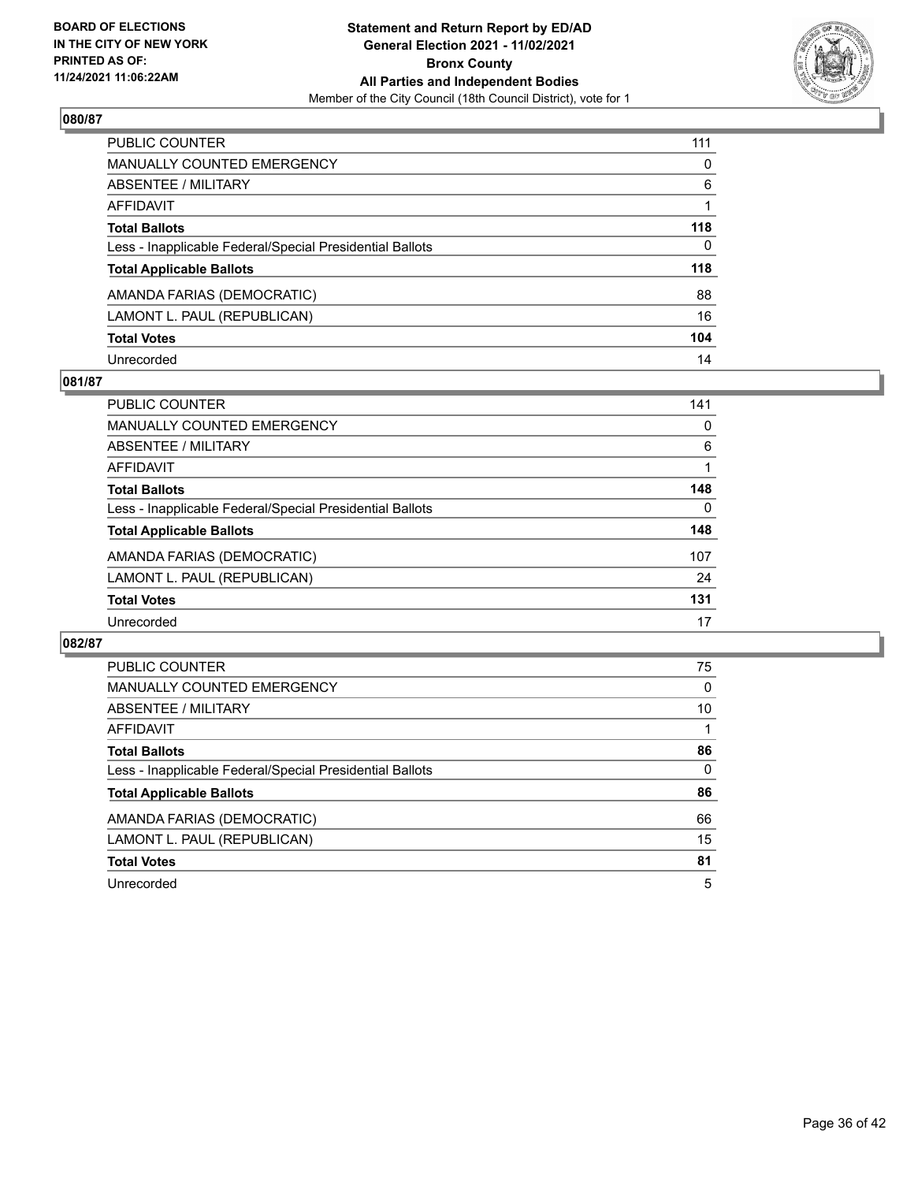## 080/87

| | |
|---|---|
| PUBLIC COUNTER | 111 |
| MANUALLY COUNTED EMERGENCY | 0 |
| ABSENTEE / MILITARY | 6 |
| AFFIDAVIT | 1 |
| **Total Ballots** | **118** |
| Less - Inapplicable Federal/Special Presidential Ballots | 0 |
| **Total Applicable Ballots** | **118** |
| AMANDA FARIAS (DEMOCRATIC) | 88 |
| LAMONT L. PAUL (REPUBLICAN) | 16 |
| **Total Votes** | **104** |
| Unrecorded | 14 |

## 081/87

| | |
|---|---|
| PUBLIC COUNTER | 141 |
| MANUALLY COUNTED EMERGENCY | 0 |
| ABSENTEE / MILITARY | 6 |
| AFFIDAVIT | 1 |
| **Total Ballots** | **148** |
| Less - Inapplicable Federal/Special Presidential Ballots | 0 |
| **Total Applicable Ballots** | **148** |
| AMANDA FARIAS (DEMOCRATIC) | 107 |
| LAMONT L. PAUL (REPUBLICAN) | 24 |
| **Total Votes** | **131** |
| Unrecorded | 17 |

## 082/87

| | |
|---|---|
| PUBLIC COUNTER | 75 |
| MANUALLY COUNTED EMERGENCY | 0 |
| ABSENTEE / MILITARY | 10 |
| AFFIDAVIT | 1 |
| **Total Ballots** | **86** |
| Less - Inapplicable Federal/Special Presidential Ballots | 0 |
| **Total Applicable Ballots** | **86** |
| AMANDA FARIAS (DEMOCRATIC) | 66 |
| LAMONT L. PAUL (REPUBLICAN) | 15 |
| **Total Votes** | **81** |
| Unrecorded | 5 |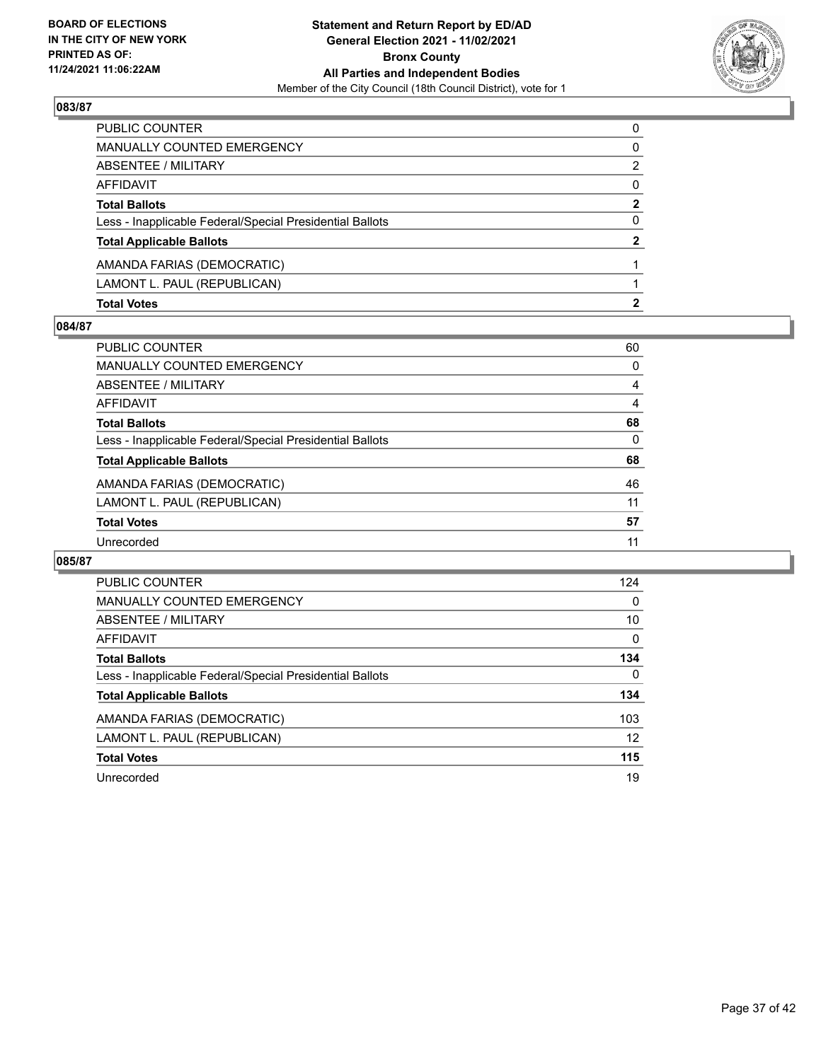**BOARD OF ELECTIONS IN THE CITY OF NEW YORK PRINTED AS OF: 11/24/2021 11:06:22AM**

**Statement and Return Report by ED/AD**
**General Election 2021 - 11/02/2021**
**Bronx County**
**All Parties and Independent Bodies**
Member of the City Council (18th Council District), vote for 1

### 083/87

| | |
|---|---|
| PUBLIC COUNTER | 0 |
| MANUALLY COUNTED EMERGENCY | 0 |
| ABSENTEE / MILITARY | 2 |
| AFFIDAVIT | 0 |
| **Total Ballots** | **2** |
| Less - Inapplicable Federal/Special Presidential Ballots | 0 |
| **Total Applicable Ballots** | **2** |
| AMANDA FARIAS (DEMOCRATIC) | 1 |
| LAMONT L. PAUL (REPUBLICAN) | 1 |
| **Total Votes** | **2** |

### 084/87

| | |
|---|---|
| PUBLIC COUNTER | 60 |
| MANUALLY COUNTED EMERGENCY | 0 |
| ABSENTEE / MILITARY | 4 |
| AFFIDAVIT | 4 |
| **Total Ballots** | **68** |
| Less - Inapplicable Federal/Special Presidential Ballots | 0 |
| **Total Applicable Ballots** | **68** |
| AMANDA FARIAS (DEMOCRATIC) | 46 |
| LAMONT L. PAUL (REPUBLICAN) | 11 |
| **Total Votes** | **57** |
| Unrecorded | 11 |

### 085/87

| | |
|---|---|
| PUBLIC COUNTER | 124 |
| MANUALLY COUNTED EMERGENCY | 0 |
| ABSENTEE / MILITARY | 10 |
| AFFIDAVIT | 0 |
| **Total Ballots** | **134** |
| Less - Inapplicable Federal/Special Presidential Ballots | 0 |
| **Total Applicable Ballots** | **134** |
| AMANDA FARIAS (DEMOCRATIC) | 103 |
| LAMONT L. PAUL (REPUBLICAN) | 12 |
| **Total Votes** | **115** |
| Unrecorded | 19 |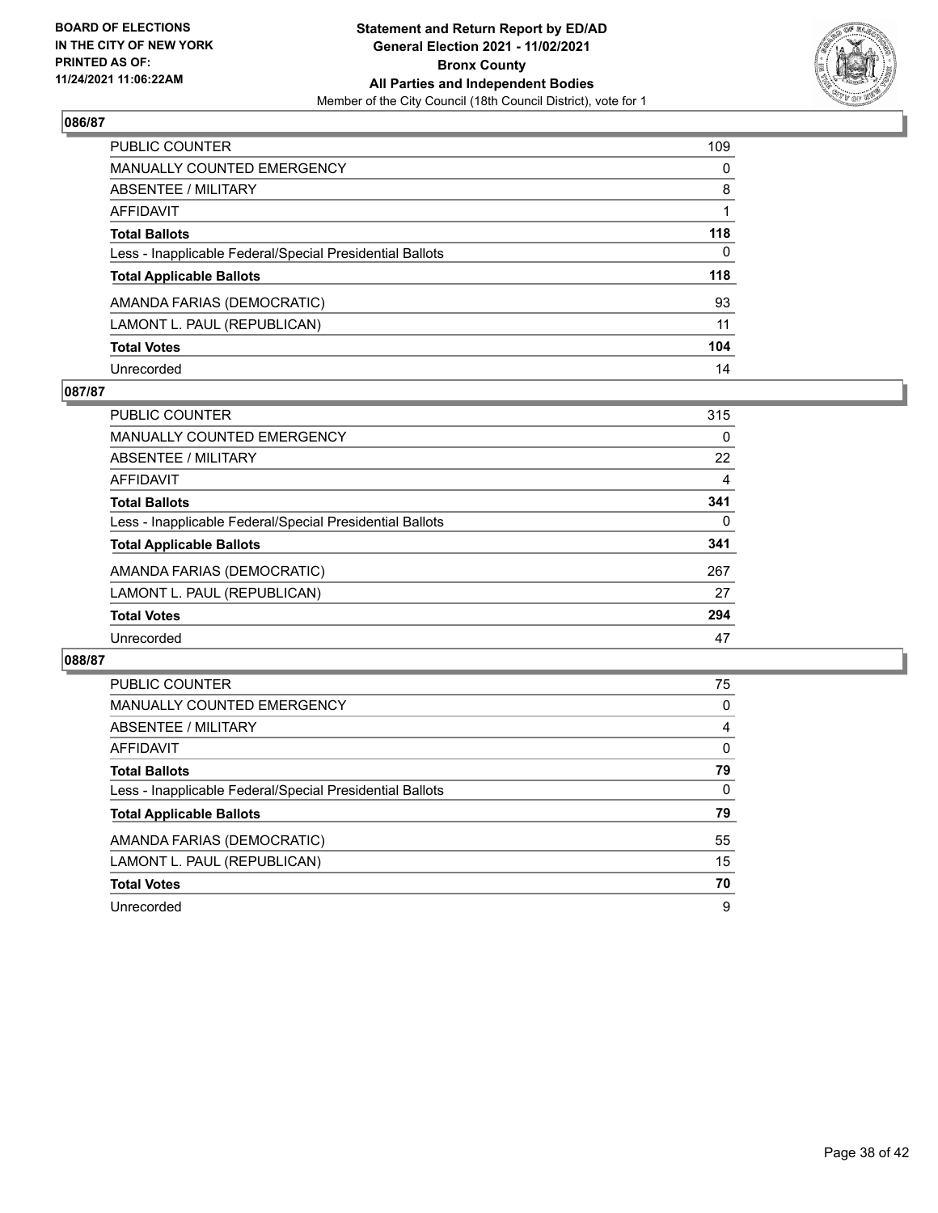## 086/87

| | |
|---|---|
| PUBLIC COUNTER | 109 |
| MANUALLY COUNTED EMERGENCY | 0 |
| ABSENTEE / MILITARY | 8 |
| AFFIDAVIT | 1 |
| **Total Ballots** | **118** |
| Less - Inapplicable Federal/Special Presidential Ballots | 0 |
| **Total Applicable Ballots** | **118** |
| AMANDA FARIAS (DEMOCRATIC) | 93 |
| LAMONT L. PAUL (REPUBLICAN) | 11 |
| **Total Votes** | **104** |
| Unrecorded | 14 |

## 087/87

| | |
|---|---|
| PUBLIC COUNTER | 315 |
| MANUALLY COUNTED EMERGENCY | 0 |
| ABSENTEE / MILITARY | 22 |
| AFFIDAVIT | 4 |
| **Total Ballots** | **341** |
| Less - Inapplicable Federal/Special Presidential Ballots | 0 |
| **Total Applicable Ballots** | **341** |
| AMANDA FARIAS (DEMOCRATIC) | 267 |
| LAMONT L. PAUL (REPUBLICAN) | 27 |
| **Total Votes** | **294** |
| Unrecorded | 47 |

## 088/87

| | |
|---|---|
| PUBLIC COUNTER | 75 |
| MANUALLY COUNTED EMERGENCY | 0 |
| ABSENTEE / MILITARY | 4 |
| AFFIDAVIT | 0 |
| **Total Ballots** | **79** |
| Less - Inapplicable Federal/Special Presidential Ballots | 0 |
| **Total Applicable Ballots** | **79** |
| AMANDA FARIAS (DEMOCRATIC) | 55 |
| LAMONT L. PAUL (REPUBLICAN) | 15 |
| **Total Votes** | **70** |
| Unrecorded | 9 |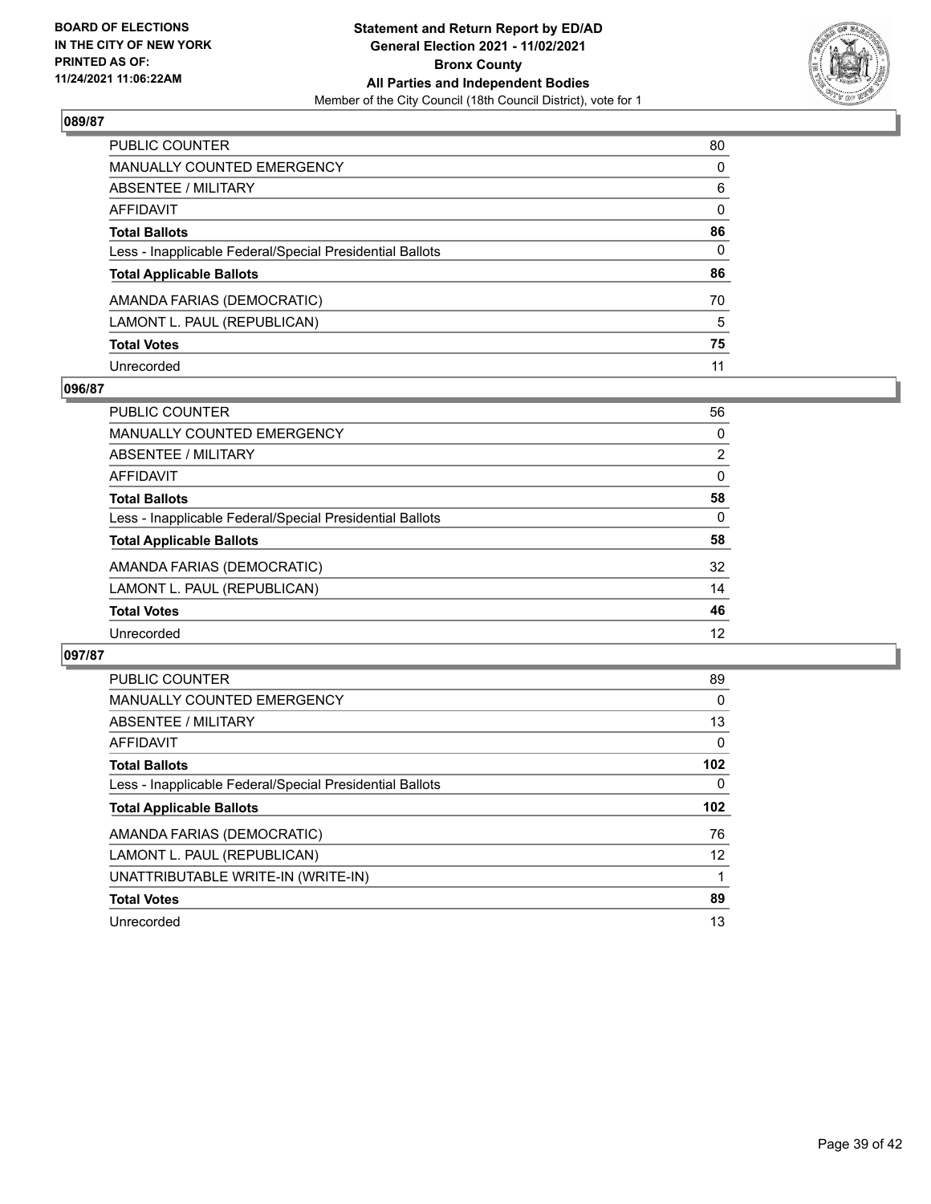BOARD OF ELECTIONS
IN THE CITY OF NEW YORK
PRINTED AS OF:
11/24/2021 11:06:22AM

**Statement and Return Report by ED/AD**
**General Election 2021 - 11/02/2021**
**Bronx County**
**All Parties and Independent Bodies**
Member of the City Council (18th Council District), vote for 1

## 089/87

| | |
|---|---|
| PUBLIC COUNTER | 80 |
| MANUALLY COUNTED EMERGENCY | 0 |
| ABSENTEE / MILITARY | 6 |
| AFFIDAVIT | 0 |
| **Total Ballots** | **86** |
| Less - Inapplicable Federal/Special Presidential Ballots | 0 |
| **Total Applicable Ballots** | **86** |
| AMANDA FARIAS (DEMOCRATIC) | 70 |
| LAMONT L. PAUL (REPUBLICAN) | 5 |
| **Total Votes** | **75** |
| Unrecorded | 11 |

## 096/87

| | |
|---|---|
| PUBLIC COUNTER | 56 |
| MANUALLY COUNTED EMERGENCY | 0 |
| ABSENTEE / MILITARY | 2 |
| AFFIDAVIT | 0 |
| **Total Ballots** | **58** |
| Less - Inapplicable Federal/Special Presidential Ballots | 0 |
| **Total Applicable Ballots** | **58** |
| AMANDA FARIAS (DEMOCRATIC) | 32 |
| LAMONT L. PAUL (REPUBLICAN) | 14 |
| **Total Votes** | **46** |
| Unrecorded | 12 |

## 097/87

| | |
|---|---|
| PUBLIC COUNTER | 89 |
| MANUALLY COUNTED EMERGENCY | 0 |
| ABSENTEE / MILITARY | 13 |
| AFFIDAVIT | 0 |
| **Total Ballots** | **102** |
| Less - Inapplicable Federal/Special Presidential Ballots | 0 |
| **Total Applicable Ballots** | **102** |
| AMANDA FARIAS (DEMOCRATIC) | 76 |
| LAMONT L. PAUL (REPUBLICAN) | 12 |
| UNATTRIBUTABLE WRITE-IN (WRITE-IN) | 1 |
| **Total Votes** | **89** |
| Unrecorded | 13 |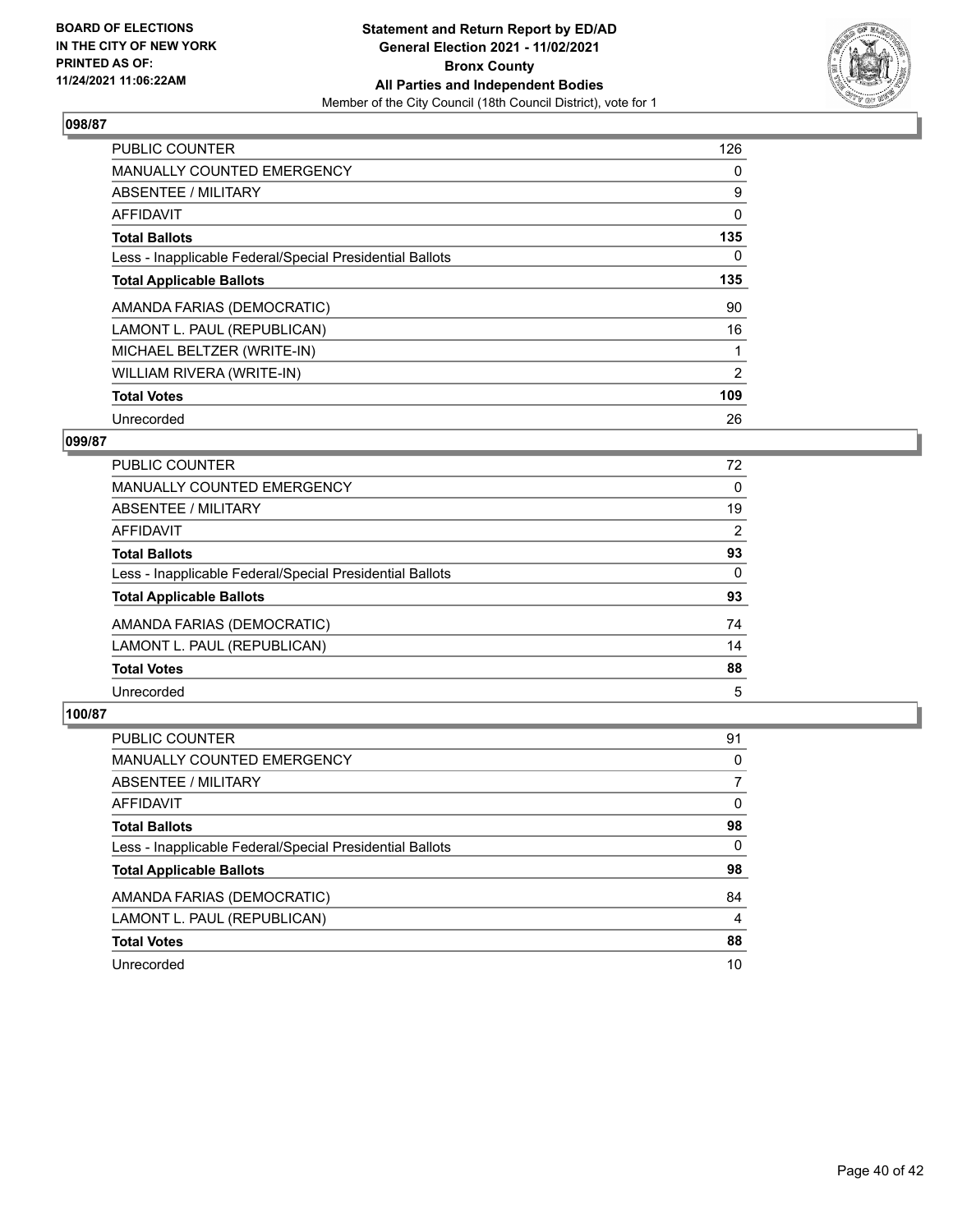**BOARD OF ELECTIONS IN THE CITY OF NEW YORK PRINTED AS OF: 11/24/2021 11:06:22AM**

**Statement and Return Report by ED/AD General Election 2021 - 11/02/2021 Bronx County All Parties and Independent Bodies**

Member of the City Council (18th Council District), vote for 1

## 098/87

| | |
|---|---|
| PUBLIC COUNTER | 126 |
| MANUALLY COUNTED EMERGENCY | 0 |
| ABSENTEE / MILITARY | 9 |
| AFFIDAVIT | 0 |
| **Total Ballots** | **135** |
| Less - Inapplicable Federal/Special Presidential Ballots | 0 |
| **Total Applicable Ballots** | **135** |
| AMANDA FARIAS (DEMOCRATIC) | 90 |
| LAMONT L. PAUL (REPUBLICAN) | 16 |
| MICHAEL BELTZER (WRITE-IN) | 1 |
| WILLIAM RIVERA (WRITE-IN) | 2 |
| **Total Votes** | **109** |
| Unrecorded | 26 |

## 099/87

| | |
|---|---|
| PUBLIC COUNTER | 72 |
| MANUALLY COUNTED EMERGENCY | 0 |
| ABSENTEE / MILITARY | 19 |
| AFFIDAVIT | 2 |
| **Total Ballots** | **93** |
| Less - Inapplicable Federal/Special Presidential Ballots | 0 |
| **Total Applicable Ballots** | **93** |
| AMANDA FARIAS (DEMOCRATIC) | 74 |
| LAMONT L. PAUL (REPUBLICAN) | 14 |
| **Total Votes** | **88** |
| Unrecorded | 5 |

## 100/87

| | |
|---|---|
| PUBLIC COUNTER | 91 |
| MANUALLY COUNTED EMERGENCY | 0 |
| ABSENTEE / MILITARY | 7 |
| AFFIDAVIT | 0 |
| **Total Ballots** | **98** |
| Less - Inapplicable Federal/Special Presidential Ballots | 0 |
| **Total Applicable Ballots** | **98** |
| AMANDA FARIAS (DEMOCRATIC) | 84 |
| LAMONT L. PAUL (REPUBLICAN) | 4 |
| **Total Votes** | **88** |
| Unrecorded | 10 |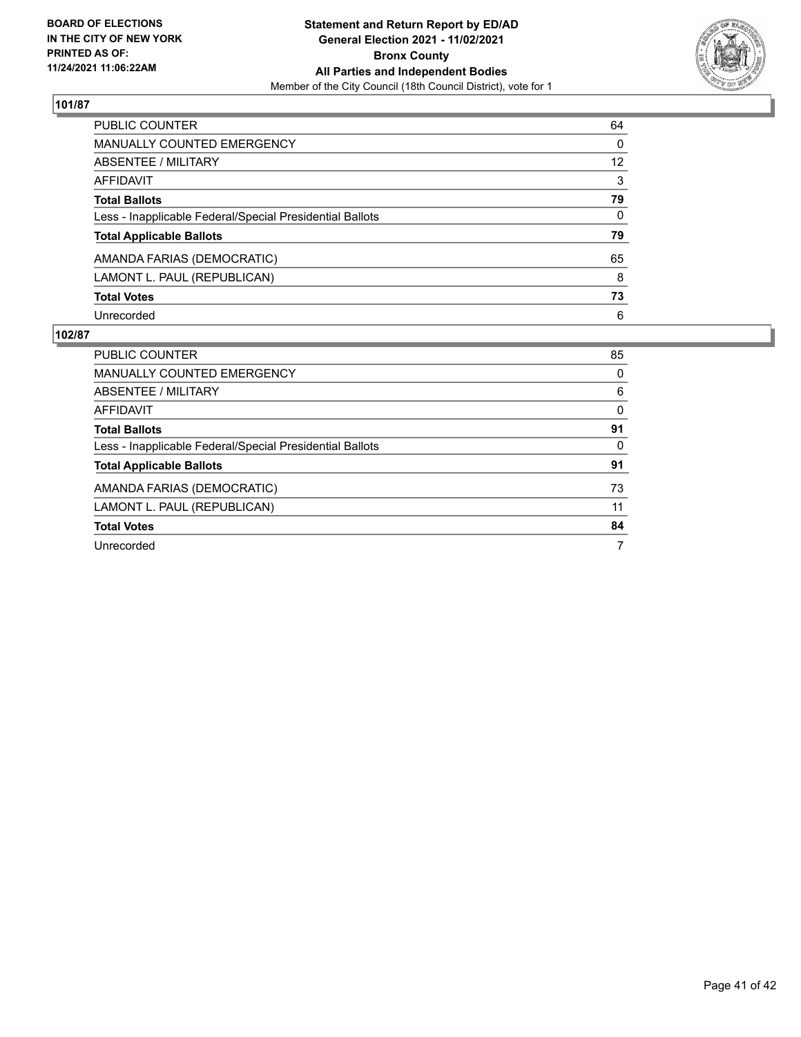**BOARD OF ELECTIONS IN THE CITY OF NEW YORK PRINTED AS OF: 11/24/2021 11:06:22AM**

**Statement and Return Report by ED/AD**
**General Election 2021 - 11/02/2021**
**Bronx County**
**All Parties and Independent Bodies**
Member of the City Council (18th Council District), vote for 1

### 101/87

| | |
|---|---|
| PUBLIC COUNTER | 64 |
| MANUALLY COUNTED EMERGENCY | 0 |
| ABSENTEE / MILITARY | 12 |
| AFFIDAVIT | 3 |
| **Total Ballots** | **79** |
| Less - Inapplicable Federal/Special Presidential Ballots | 0 |
| **Total Applicable Ballots** | **79** |
| AMANDA FARIAS (DEMOCRATIC) | 65 |
| LAMONT L. PAUL (REPUBLICAN) | 8 |
| **Total Votes** | **73** |
| Unrecorded | 6 |

### 102/87

| | |
|---|---|
| PUBLIC COUNTER | 85 |
| MANUALLY COUNTED EMERGENCY | 0 |
| ABSENTEE / MILITARY | 6 |
| AFFIDAVIT | 0 |
| **Total Ballots** | **91** |
| Less - Inapplicable Federal/Special Presidential Ballots | 0 |
| **Total Applicable Ballots** | **91** |
| AMANDA FARIAS (DEMOCRATIC) | 73 |
| LAMONT L. PAUL (REPUBLICAN) | 11 |
| **Total Votes** | **84** |
| Unrecorded | 7 |